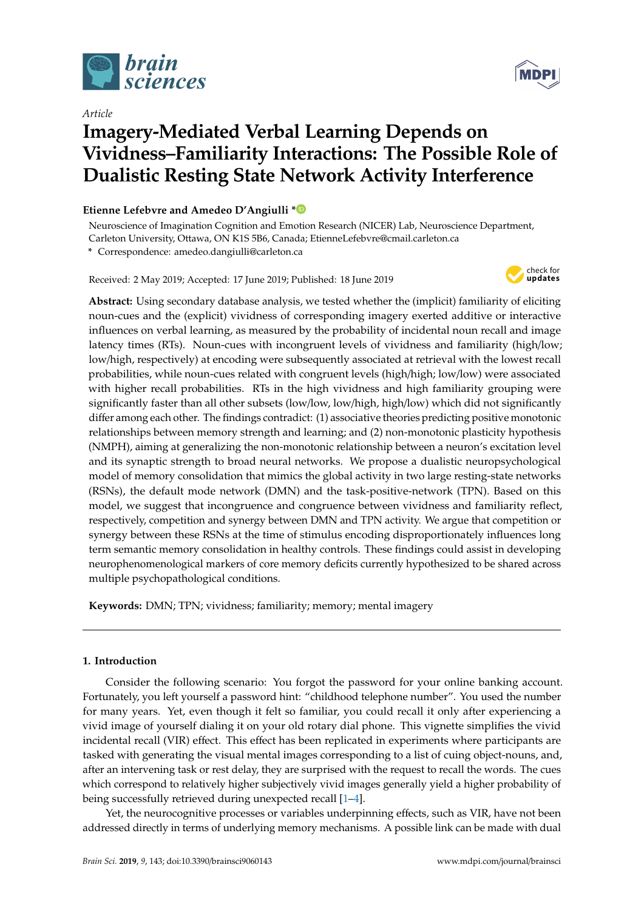*Article*

# Imagery-Mediated Verbal Learning Depends on Vividness–Familiarity Interactions: The Possible Role of Dualistic Resting State Network Activity Interference

**Etienne Lefebvre and Amedeo D'Angiulli ***

Neuroscience of Imagination Cognition and Emotion Research (NICER) Lab, Neuroscience Department, Carleton University, Ottawa, ON K1S 5B6, Canada; EtienneLefebvre@cmail.carleton.ca

\* Correspondence: amedeo.dangiulli@carleton.ca

Received: 2 May 2019; Accepted: 17 June 2019; Published: 18 June 2019

**Abstract:** Using secondary database analysis, we tested whether the (implicit) familiarity of eliciting noun-cues and the (explicit) vividness of corresponding imagery exerted additive or interactive influences on verbal learning, as measured by the probability of incidental noun recall and image latency times (RTs). Noun-cues with incongruent levels of vividness and familiarity (high/low; low/high, respectively) at encoding were subsequently associated at retrieval with the lowest recall probabilities, while noun-cues related with congruent levels (high/high; low/low) were associated with higher recall probabilities. RTs in the high vividness and high familiarity grouping were significantly faster than all other subsets (low/low, low/high, high/low) which did not significantly differ among each other. The findings contradict: (1) associative theories predicting positive monotonic relationships between memory strength and learning; and (2) non-monotonic plasticity hypothesis (NMPH), aiming at generalizing the non-monotonic relationship between a neuron's excitation level and its synaptic strength to broad neural networks. We propose a dualistic neuropsychological model of memory consolidation that mimics the global activity in two large resting-state networks (RSNs), the default mode network (DMN) and the task-positive-network (TPN). Based on this model, we suggest that incongruence and congruence between vividness and familiarity reflect, respectively, competition and synergy between DMN and TPN activity. We argue that competition or synergy between these RSNs at the time of stimulus encoding disproportionately influences long term semantic memory consolidation in healthy controls. These findings could assist in developing neurophenomenological markers of core memory deficits currently hypothesized to be shared across multiple psychopathological conditions.

**Keywords:** DMN; TPN; vividness; familiarity; memory; mental imagery

## 1. Introduction

Consider the following scenario: You forgot the password for your online banking account. Fortunately, you left yourself a password hint: "childhood telephone number". You used the number for many years. Yet, even though it felt so familiar, you could recall it only after experiencing a vivid image of yourself dialing it on your old rotary dial phone. This vignette simplifies the vivid incidental recall (VIR) effect. This effect has been replicated in experiments where participants are tasked with generating the visual mental images corresponding to a list of cuing object-nouns, and, after an intervening task or rest delay, they are surprised with the request to recall the words. The cues which correspond to relatively higher subjectively vivid images generally yield a higher probability of being successfully retrieved during unexpected recall [1–4].

Yet, the neurocognitive processes or variables underpinning effects, such as VIR, have not been addressed directly in terms of underlying memory mechanisms. A possible link can be made with dual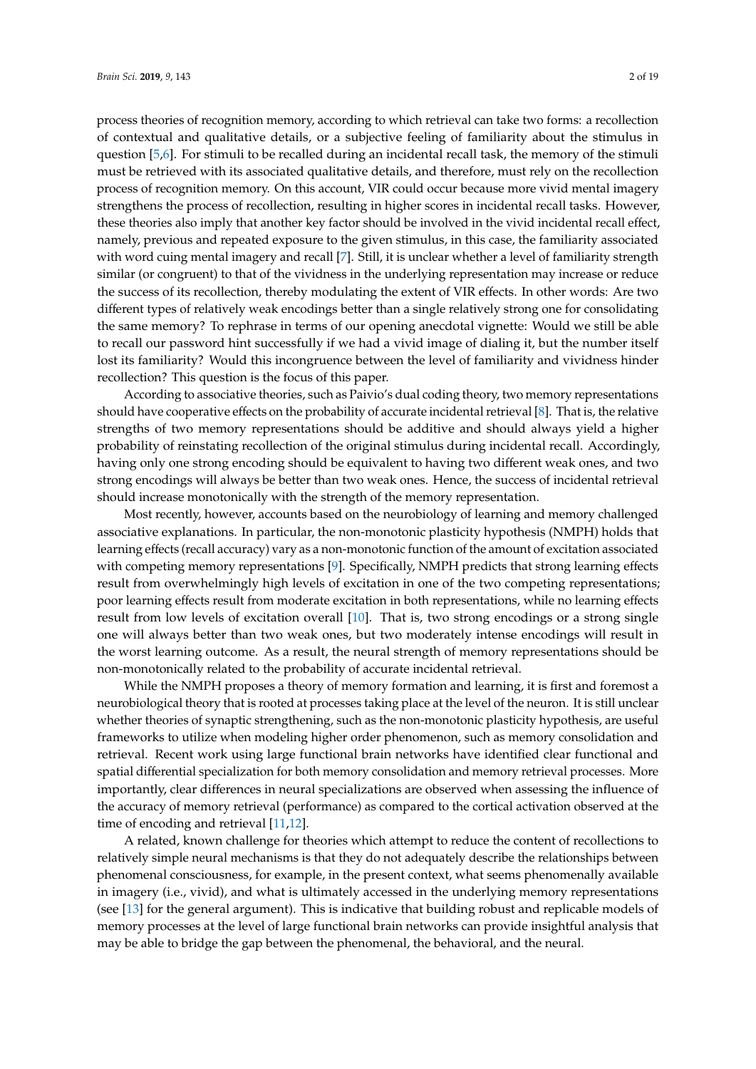process theories of recognition memory, according to which retrieval can take two forms: a recollection of contextual and qualitative details, or a subjective feeling of familiarity about the stimulus in question [5,6]. For stimuli to be recalled during an incidental recall task, the memory of the stimuli must be retrieved with its associated qualitative details, and therefore, must rely on the recollection process of recognition memory. On this account, VIR could occur because more vivid mental imagery strengthens the process of recollection, resulting in higher scores in incidental recall tasks. However, these theories also imply that another key factor should be involved in the vivid incidental recall effect, namely, previous and repeated exposure to the given stimulus, in this case, the familiarity associated with word cuing mental imagery and recall [7]. Still, it is unclear whether a level of familiarity strength similar (or congruent) to that of the vividness in the underlying representation may increase or reduce the success of its recollection, thereby modulating the extent of VIR effects. In other words: Are two different types of relatively weak encodings better than a single relatively strong one for consolidating the same memory? To rephrase in terms of our opening anecdotal vignette: Would we still be able to recall our password hint successfully if we had a vivid image of dialing it, but the number itself lost its familiarity? Would this incongruence between the level of familiarity and vividness hinder recollection? This question is the focus of this paper.

According to associative theories, such as Paivio's dual coding theory, two memory representations should have cooperative effects on the probability of accurate incidental retrieval [8]. That is, the relative strengths of two memory representations should be additive and should always yield a higher probability of reinstating recollection of the original stimulus during incidental recall. Accordingly, having only one strong encoding should be equivalent to having two different weak ones, and two strong encodings will always be better than two weak ones. Hence, the success of incidental retrieval should increase monotonically with the strength of the memory representation.

Most recently, however, accounts based on the neurobiology of learning and memory challenged associative explanations. In particular, the non-monotonic plasticity hypothesis (NMPH) holds that learning effects (recall accuracy) vary as a non-monotonic function of the amount of excitation associated with competing memory representations [9]. Specifically, NMPH predicts that strong learning effects result from overwhelmingly high levels of excitation in one of the two competing representations; poor learning effects result from moderate excitation in both representations, while no learning effects result from low levels of excitation overall [10]. That is, two strong encodings or a strong single one will always better than two weak ones, but two moderately intense encodings will result in the worst learning outcome. As a result, the neural strength of memory representations should be non-monotonically related to the probability of accurate incidental retrieval.

While the NMPH proposes a theory of memory formation and learning, it is first and foremost a neurobiological theory that is rooted at processes taking place at the level of the neuron. It is still unclear whether theories of synaptic strengthening, such as the non-monotonic plasticity hypothesis, are useful frameworks to utilize when modeling higher order phenomenon, such as memory consolidation and retrieval. Recent work using large functional brain networks have identified clear functional and spatial differential specialization for both memory consolidation and memory retrieval processes. More importantly, clear differences in neural specializations are observed when assessing the influence of the accuracy of memory retrieval (performance) as compared to the cortical activation observed at the time of encoding and retrieval [11,12].

A related, known challenge for theories which attempt to reduce the content of recollections to relatively simple neural mechanisms is that they do not adequately describe the relationships between phenomenal consciousness, for example, in the present context, what seems phenomenally available in imagery (i.e., vivid), and what is ultimately accessed in the underlying memory representations (see [13] for the general argument). This is indicative that building robust and replicable models of memory processes at the level of large functional brain networks can provide insightful analysis that may be able to bridge the gap between the phenomenal, the behavioral, and the neural.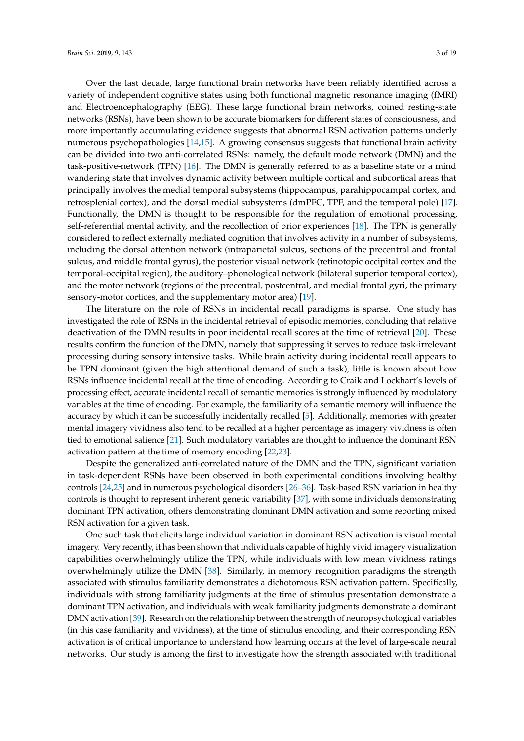Over the last decade, large functional brain networks have been reliably identified across a variety of independent cognitive states using both functional magnetic resonance imaging (fMRI) and Electroencephalography (EEG). These large functional brain networks, coined resting-state networks (RSNs), have been shown to be accurate biomarkers for different states of consciousness, and more importantly accumulating evidence suggests that abnormal RSN activation patterns underly numerous psychopathologies [14,15]. A growing consensus suggests that functional brain activity can be divided into two anti-correlated RSNs: namely, the default mode network (DMN) and the task-positive-network (TPN) [16]. The DMN is generally referred to as a baseline state or a mind wandering state that involves dynamic activity between multiple cortical and subcortical areas that principally involves the medial temporal subsystems (hippocampus, parahippocampal cortex, and retrosplenial cortex), and the dorsal medial subsystems (dmPFC, TPF, and the temporal pole) [17]. Functionally, the DMN is thought to be responsible for the regulation of emotional processing, self-referential mental activity, and the recollection of prior experiences [18]. The TPN is generally considered to reflect externally mediated cognition that involves activity in a number of subsystems, including the dorsal attention network (intraparietal sulcus, sections of the precentral and frontal sulcus, and middle frontal gyrus), the posterior visual network (retinotopic occipital cortex and the temporal-occipital region), the auditory–phonological network (bilateral superior temporal cortex), and the motor network (regions of the precentral, postcentral, and medial frontal gyri, the primary sensory-motor cortices, and the supplementary motor area) [19].

The literature on the role of RSNs in incidental recall paradigms is sparse. One study has investigated the role of RSNs in the incidental retrieval of episodic memories, concluding that relative deactivation of the DMN results in poor incidental recall scores at the time of retrieval [20]. These results confirm the function of the DMN, namely that suppressing it serves to reduce task-irrelevant processing during sensory intensive tasks. While brain activity during incidental recall appears to be TPN dominant (given the high attentional demand of such a task), little is known about how RSNs influence incidental recall at the time of encoding. According to Craik and Lockhart's levels of processing effect, accurate incidental recall of semantic memories is strongly influenced by modulatory variables at the time of encoding. For example, the familiarity of a semantic memory will influence the accuracy by which it can be successfully incidentally recalled [5]. Additionally, memories with greater mental imagery vividness also tend to be recalled at a higher percentage as imagery vividness is often tied to emotional salience [21]. Such modulatory variables are thought to influence the dominant RSN activation pattern at the time of memory encoding [22,23].

Despite the generalized anti-correlated nature of the DMN and the TPN, significant variation in task-dependent RSNs have been observed in both experimental conditions involving healthy controls [24,25] and in numerous psychological disorders [26–36]. Task-based RSN variation in healthy controls is thought to represent inherent genetic variability [37], with some individuals demonstrating dominant TPN activation, others demonstrating dominant DMN activation and some reporting mixed RSN activation for a given task.

One such task that elicits large individual variation in dominant RSN activation is visual mental imagery. Very recently, it has been shown that individuals capable of highly vivid imagery visualization capabilities overwhelmingly utilize the TPN, while individuals with low mean vividness ratings overwhelmingly utilize the DMN [38]. Similarly, in memory recognition paradigms the strength associated with stimulus familiarity demonstrates a dichotomous RSN activation pattern. Specifically, individuals with strong familiarity judgments at the time of stimulus presentation demonstrate a dominant TPN activation, and individuals with weak familiarity judgments demonstrate a dominant DMN activation [39]. Research on the relationship between the strength of neuropsychological variables (in this case familiarity and vividness), at the time of stimulus encoding, and their corresponding RSN activation is of critical importance to understand how learning occurs at the level of large-scale neural networks. Our study is among the first to investigate how the strength associated with traditional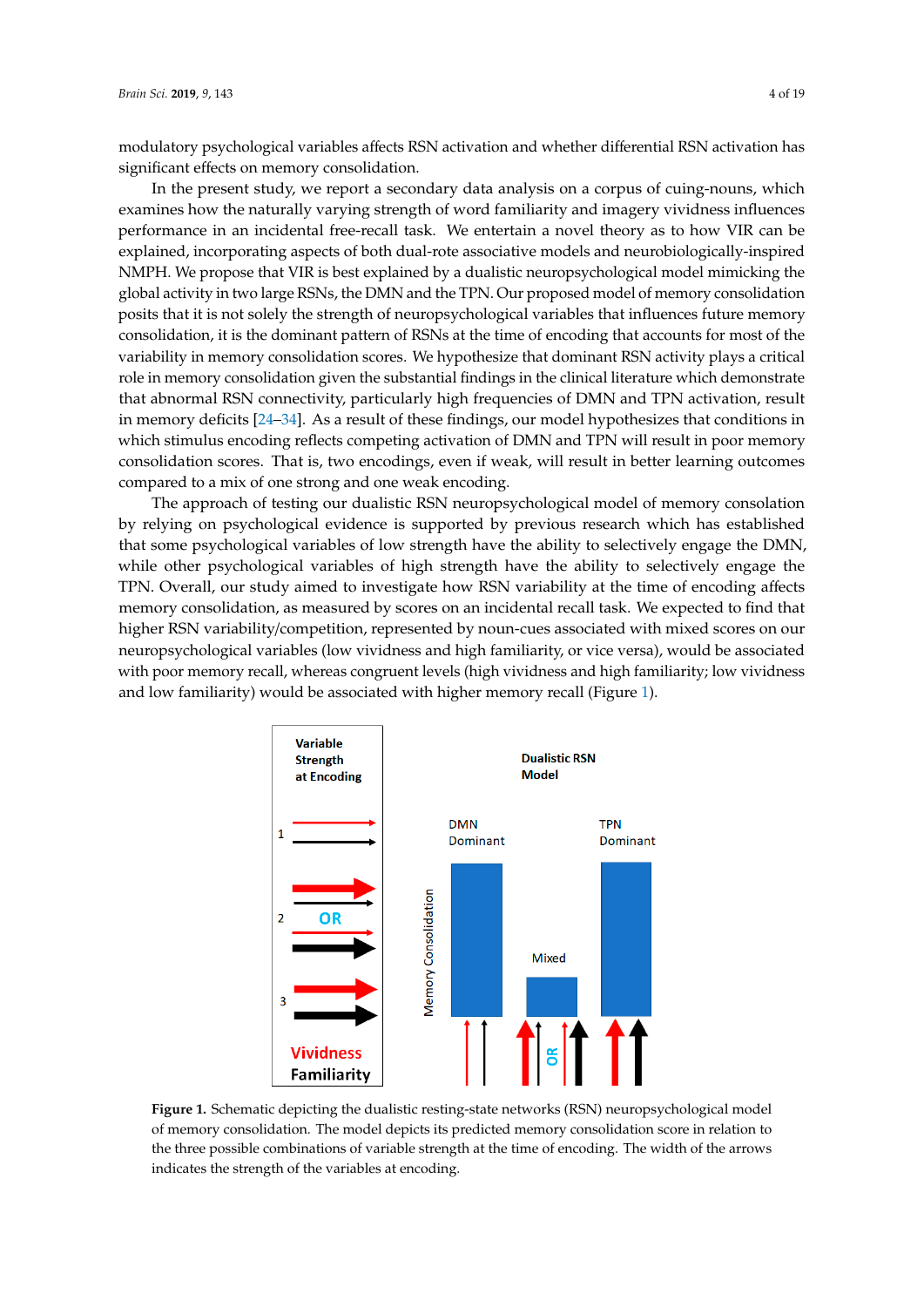modulatory psychological variables affects RSN activation and whether differential RSN activation has significant effects on memory consolidation.

In the present study, we report a secondary data analysis on a corpus of cuing-nouns, which examines how the naturally varying strength of word familiarity and imagery vividness influences performance in an incidental free-recall task. We entertain a novel theory as to how VIR can be explained, incorporating aspects of both dual-rote associative models and neurobiologically-inspired NMPH. We propose that VIR is best explained by a dualistic neuropsychological model mimicking the global activity in two large RSNs, the DMN and the TPN. Our proposed model of memory consolidation posits that it is not solely the strength of neuropsychological variables that influences future memory consolidation, it is the dominant pattern of RSNs at the time of encoding that accounts for most of the variability in memory consolidation scores. We hypothesize that dominant RSN activity plays a critical role in memory consolidation given the substantial findings in the clinical literature which demonstrate that abnormal RSN connectivity, particularly high frequencies of DMN and TPN activation, result in memory deficits [24–34]. As a result of these findings, our model hypothesizes that conditions in which stimulus encoding reflects competing activation of DMN and TPN will result in poor memory consolidation scores. That is, two encodings, even if weak, will result in better learning outcomes compared to a mix of one strong and one weak encoding.

The approach of testing our dualistic RSN neuropsychological model of memory consolation by relying on psychological evidence is supported by previous research which has established that some psychological variables of low strength have the ability to selectively engage the DMN, while other psychological variables of high strength have the ability to selectively engage the TPN. Overall, our study aimed to investigate how RSN variability at the time of encoding affects memory consolidation, as measured by scores on an incidental recall task. We expected to find that higher RSN variability/competition, represented by noun-cues associated with mixed scores on our neuropsychological variables (low vividness and high familiarity, or vice versa), would be associated with poor memory recall, whereas congruent levels (high vividness and high familiarity; low vividness and low familiarity) would be associated with higher memory recall (Figure 1).

**Figure 1.** Schematic depicting the dualistic resting-state networks (RSN) neuropsychological model of memory consolidation. The model depicts its predicted memory consolidation score in relation to the three possible combinations of variable strength at the time of encoding. The width of the arrows indicates the strength of the variables at encoding.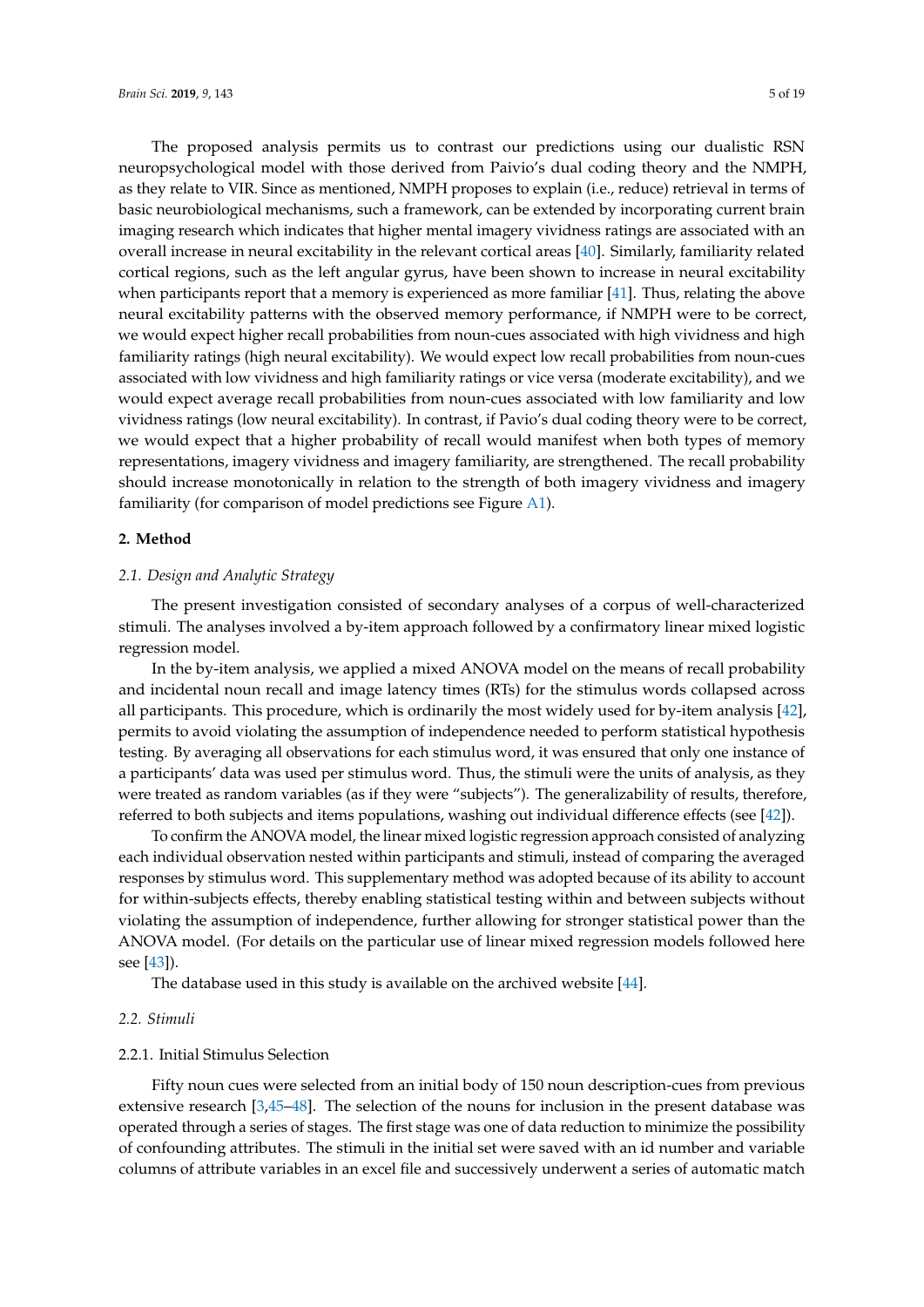The proposed analysis permits us to contrast our predictions using our dualistic RSN neuropsychological model with those derived from Paivio's dual coding theory and the NMPH, as they relate to VIR. Since as mentioned, NMPH proposes to explain (i.e., reduce) retrieval in terms of basic neurobiological mechanisms, such a framework, can be extended by incorporating current brain imaging research which indicates that higher mental imagery vividness ratings are associated with an overall increase in neural excitability in the relevant cortical areas [40]. Similarly, familiarity related cortical regions, such as the left angular gyrus, have been shown to increase in neural excitability when participants report that a memory is experienced as more familiar [41]. Thus, relating the above neural excitability patterns with the observed memory performance, if NMPH were to be correct, we would expect higher recall probabilities from noun-cues associated with high vividness and high familiarity ratings (high neural excitability). We would expect low recall probabilities from noun-cues associated with low vividness and high familiarity ratings or vice versa (moderate excitability), and we would expect average recall probabilities from noun-cues associated with low familiarity and low vividness ratings (low neural excitability). In contrast, if Pavio's dual coding theory were to be correct, we would expect that a higher probability of recall would manifest when both types of memory representations, imagery vividness and imagery familiarity, are strengthened. The recall probability should increase monotonically in relation to the strength of both imagery vividness and imagery familiarity (for comparison of model predictions see Figure A1).

## 2. Method

### *2.1. Design and Analytic Strategy*

The present investigation consisted of secondary analyses of a corpus of well-characterized stimuli. The analyses involved a by-item approach followed by a confirmatory linear mixed logistic regression model.

In the by-item analysis, we applied a mixed ANOVA model on the means of recall probability and incidental noun recall and image latency times (RTs) for the stimulus words collapsed across all participants. This procedure, which is ordinarily the most widely used for by-item analysis [42], permits to avoid violating the assumption of independence needed to perform statistical hypothesis testing. By averaging all observations for each stimulus word, it was ensured that only one instance of a participants' data was used per stimulus word. Thus, the stimuli were the units of analysis, as they were treated as random variables (as if they were "subjects"). The generalizability of results, therefore, referred to both subjects and items populations, washing out individual difference effects (see [42]).

To confirm the ANOVA model, the linear mixed logistic regression approach consisted of analyzing each individual observation nested within participants and stimuli, instead of comparing the averaged responses by stimulus word. This supplementary method was adopted because of its ability to account for within-subjects effects, thereby enabling statistical testing within and between subjects without violating the assumption of independence, further allowing for stronger statistical power than the ANOVA model. (For details on the particular use of linear mixed regression models followed here see [43]).

The database used in this study is available on the archived website [44].

### *2.2. Stimuli*

#### 2.2.1. Initial Stimulus Selection

Fifty noun cues were selected from an initial body of 150 noun description-cues from previous extensive research [3,45–48]. The selection of the nouns for inclusion in the present database was operated through a series of stages. The first stage was one of data reduction to minimize the possibility of confounding attributes. The stimuli in the initial set were saved with an id number and variable columns of attribute variables in an excel file and successively underwent a series of automatic match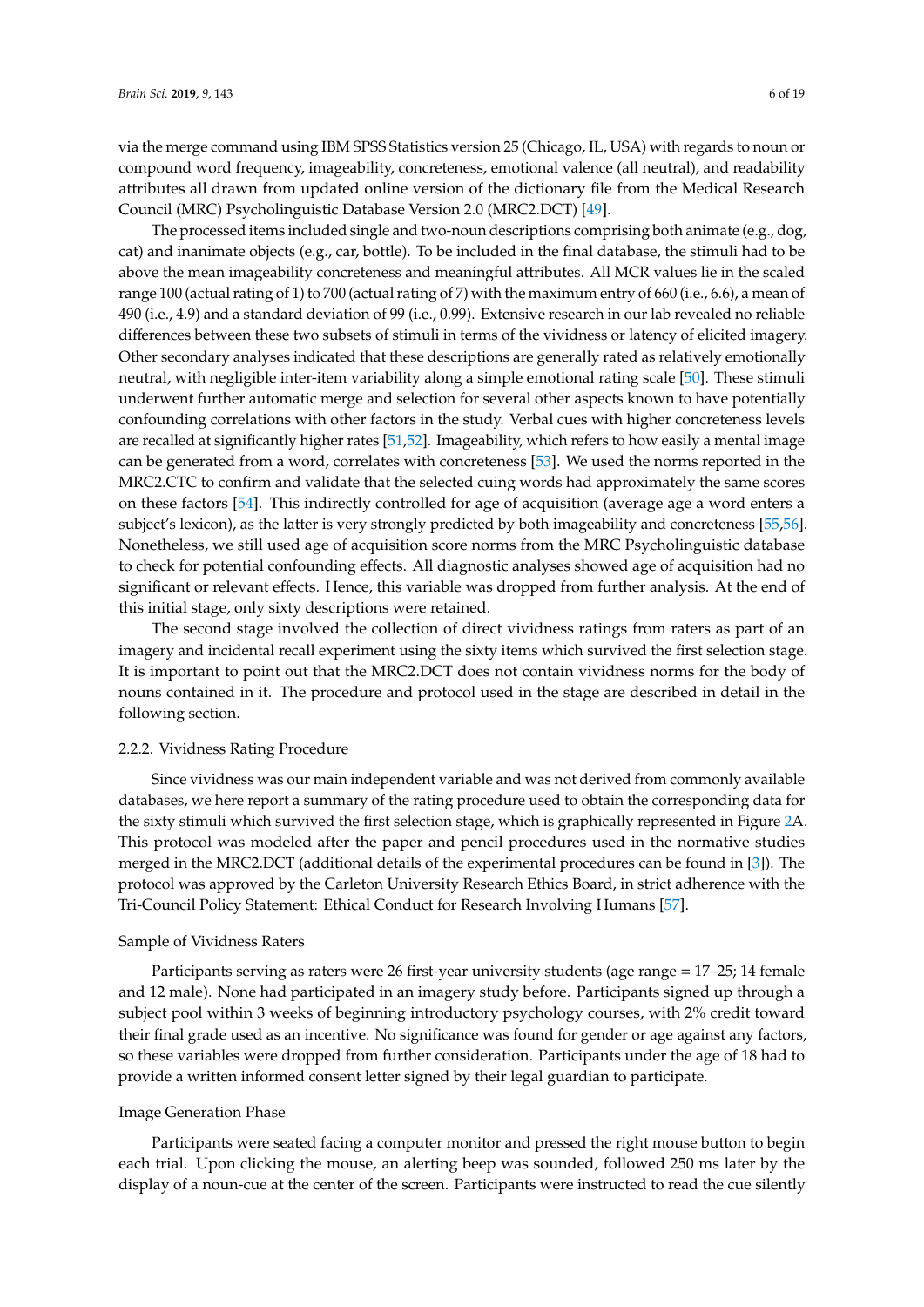via the merge command using IBM SPSS Statistics version 25 (Chicago, IL, USA) with regards to noun or compound word frequency, imageability, concreteness, emotional valence (all neutral), and readability attributes all drawn from updated online version of the dictionary file from the Medical Research Council (MRC) Psycholinguistic Database Version 2.0 (MRC2.DCT) [49].

The processed items included single and two-noun descriptions comprising both animate (e.g., dog, cat) and inanimate objects (e.g., car, bottle). To be included in the final database, the stimuli had to be above the mean imageability concreteness and meaningful attributes. All MCR values lie in the scaled range 100 (actual rating of 1) to 700 (actual rating of 7) with the maximum entry of 660 (i.e., 6.6), a mean of 490 (i.e., 4.9) and a standard deviation of 99 (i.e., 0.99). Extensive research in our lab revealed no reliable differences between these two subsets of stimuli in terms of the vividness or latency of elicited imagery. Other secondary analyses indicated that these descriptions are generally rated as relatively emotionally neutral, with negligible inter-item variability along a simple emotional rating scale [50]. These stimuli underwent further automatic merge and selection for several other aspects known to have potentially confounding correlations with other factors in the study. Verbal cues with higher concreteness levels are recalled at significantly higher rates [51,52]. Imageability, which refers to how easily a mental image can be generated from a word, correlates with concreteness [53]. We used the norms reported in the MRC2.CTC to confirm and validate that the selected cuing words had approximately the same scores on these factors [54]. This indirectly controlled for age of acquisition (average age a word enters a subject's lexicon), as the latter is very strongly predicted by both imageability and concreteness [55,56]. Nonetheless, we still used age of acquisition score norms from the MRC Psycholinguistic database to check for potential confounding effects. All diagnostic analyses showed age of acquisition had no significant or relevant effects. Hence, this variable was dropped from further analysis. At the end of this initial stage, only sixty descriptions were retained.

The second stage involved the collection of direct vividness ratings from raters as part of an imagery and incidental recall experiment using the sixty items which survived the first selection stage. It is important to point out that the MRC2.DCT does not contain vividness norms for the body of nouns contained in it. The procedure and protocol used in the stage are described in detail in the following section.

### 2.2.2. Vividness Rating Procedure

Since vividness was our main independent variable and was not derived from commonly available databases, we here report a summary of the rating procedure used to obtain the corresponding data for the sixty stimuli which survived the first selection stage, which is graphically represented in Figure 2A. This protocol was modeled after the paper and pencil procedures used in the normative studies merged in the MRC2.DCT (additional details of the experimental procedures can be found in [3]). The protocol was approved by the Carleton University Research Ethics Board, in strict adherence with the Tri-Council Policy Statement: Ethical Conduct for Research Involving Humans [57].

#### Sample of Vividness Raters

Participants serving as raters were 26 first-year university students (age range = 17–25; 14 female and 12 male). None had participated in an imagery study before. Participants signed up through a subject pool within 3 weeks of beginning introductory psychology courses, with 2% credit toward their final grade used as an incentive. No significance was found for gender or age against any factors, so these variables were dropped from further consideration. Participants under the age of 18 had to provide a written informed consent letter signed by their legal guardian to participate.

#### Image Generation Phase

Participants were seated facing a computer monitor and pressed the right mouse button to begin each trial. Upon clicking the mouse, an alerting beep was sounded, followed 250 ms later by the display of a noun-cue at the center of the screen. Participants were instructed to read the cue silently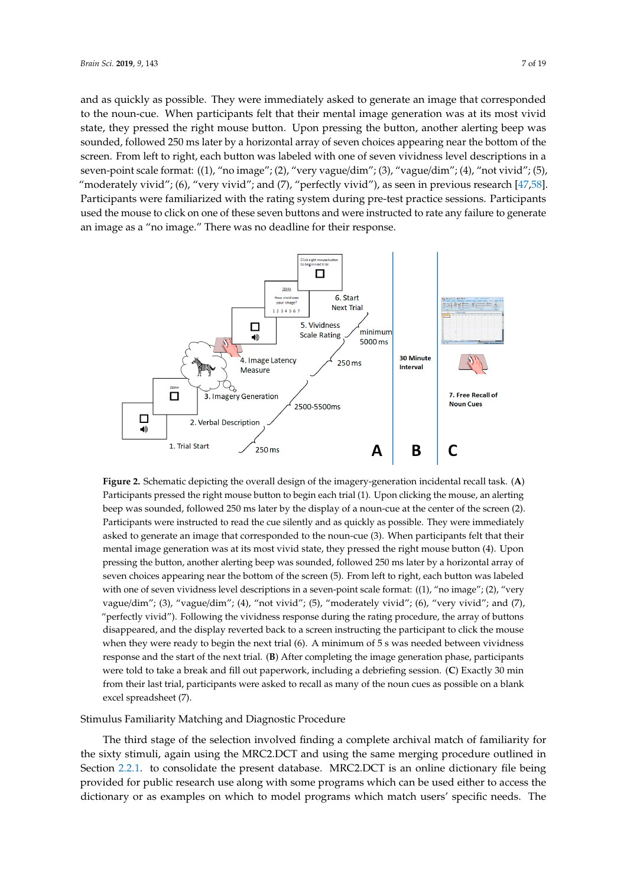and as quickly as possible. They were immediately asked to generate an image that corresponded to the noun-cue. When participants felt that their mental image generation was at its most vivid state, they pressed the right mouse button. Upon pressing the button, another alerting beep was sounded, followed 250 ms later by a horizontal array of seven choices appearing near the bottom of the screen. From left to right, each button was labeled with one of seven vividness level descriptions in a seven-point scale format: ((1), "no image"; (2), "very vague/dim"; (3), "vague/dim"; (4), "not vivid"; (5), "moderately vivid"; (6), "very vivid"; and (7), "perfectly vivid"), as seen in previous research [47,58]. Participants were familiarized with the rating system during pre-test practice sessions. Participants used the mouse to click on one of these seven buttons and were instructed to rate any failure to generate an image as a "no image." There was no deadline for their response.

**Figure 2.** Schematic depicting the overall design of the imagery-generation incidental recall task. (**A**) Participants pressed the right mouse button to begin each trial (1). Upon clicking the mouse, an alerting beep was sounded, followed 250 ms later by the display of a noun-cue at the center of the screen (2). Participants were instructed to read the cue silently and as quickly as possible. They were immediately asked to generate an image that corresponded to the noun-cue (3). When participants felt that their mental image generation was at its most vivid state, they pressed the right mouse button (4). Upon pressing the button, another alerting beep was sounded, followed 250 ms later by a horizontal array of seven choices appearing near the bottom of the screen (5). From left to right, each button was labeled with one of seven vividness level descriptions in a seven-point scale format: ((1), "no image"; (2), "very vague/dim"; (3), "vague/dim"; (4), "not vivid"; (5), "moderately vivid"; (6), "very vivid"; and (7), "perfectly vivid"). Following the vividness response during the rating procedure, the array of buttons disappeared, and the display reverted back to a screen instructing the participant to click the mouse when they were ready to begin the next trial (6). A minimum of 5 s was needed between vividness response and the start of the next trial. (**B**) After completing the image generation phase, participants were told to take a break and fill out paperwork, including a debriefing session. (**C**) Exactly 30 min from their last trial, participants were asked to recall as many of the noun cues as possible on a blank excel spreadsheet (7).

Stimulus Familiarity Matching and Diagnostic Procedure

The third stage of the selection involved finding a complete archival match of familiarity for the sixty stimuli, again using the MRC2.DCT and using the same merging procedure outlined in Section 2.2.1. to consolidate the present database. MRC2.DCT is an online dictionary file being provided for public research use along with some programs which can be used either to access the dictionary or as examples on which to model programs which match users' specific needs. The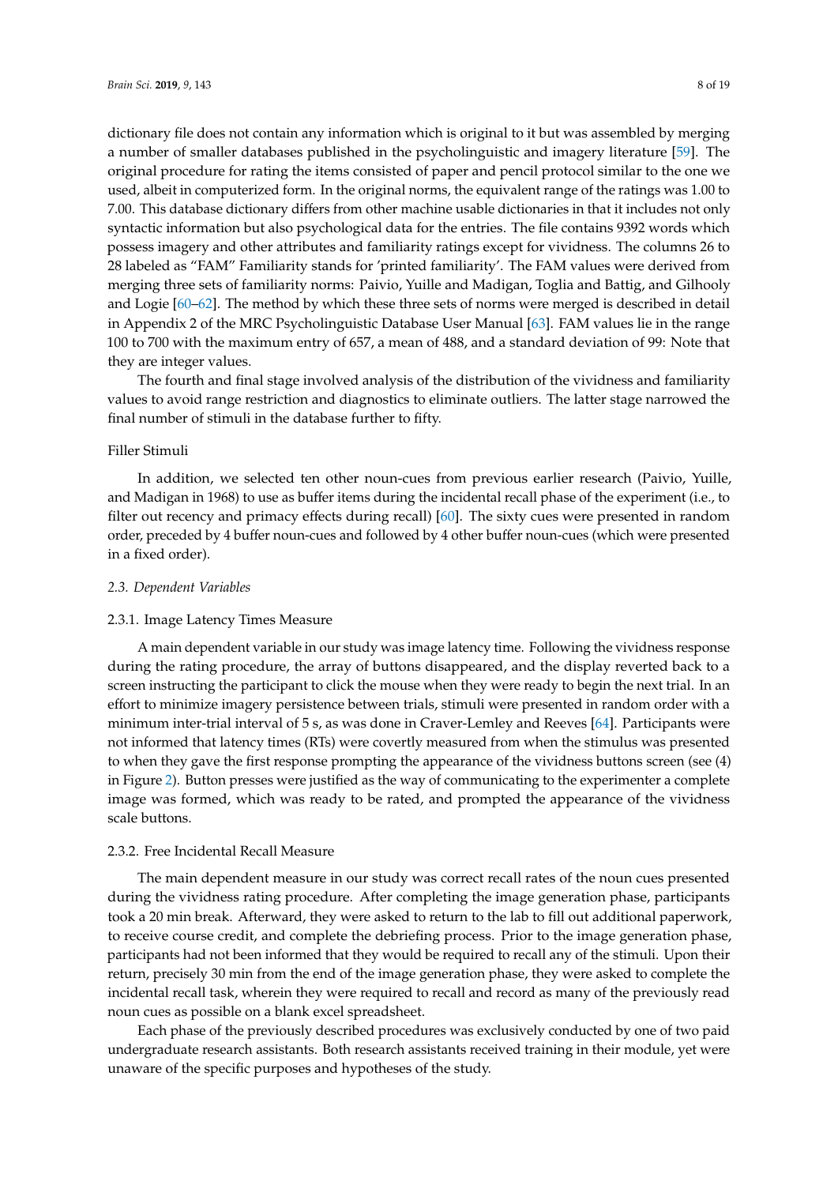dictionary file does not contain any information which is original to it but was assembled by merging a number of smaller databases published in the psycholinguistic and imagery literature [59]. The original procedure for rating the items consisted of paper and pencil protocol similar to the one we used, albeit in computerized form. In the original norms, the equivalent range of the ratings was 1.00 to 7.00. This database dictionary differs from other machine usable dictionaries in that it includes not only syntactic information but also psychological data for the entries. The file contains 9392 words which possess imagery and other attributes and familiarity ratings except for vividness. The columns 26 to 28 labeled as "FAM" Familiarity stands for 'printed familiarity'. The FAM values were derived from merging three sets of familiarity norms: Paivio, Yuille and Madigan, Toglia and Battig, and Gilhooly and Logie [60–62]. The method by which these three sets of norms were merged is described in detail in Appendix 2 of the MRC Psycholinguistic Database User Manual [63]. FAM values lie in the range 100 to 700 with the maximum entry of 657, a mean of 488, and a standard deviation of 99: Note that they are integer values.

The fourth and final stage involved analysis of the distribution of the vividness and familiarity values to avoid range restriction and diagnostics to eliminate outliers. The latter stage narrowed the final number of stimuli in the database further to fifty.

Filler Stimuli

In addition, we selected ten other noun-cues from previous earlier research (Paivio, Yuille, and Madigan in 1968) to use as buffer items during the incidental recall phase of the experiment (i.e., to filter out recency and primacy effects during recall) [60]. The sixty cues were presented in random order, preceded by 4 buffer noun-cues and followed by 4 other buffer noun-cues (which were presented in a fixed order).

### *2.3. Dependent Variables*

#### 2.3.1. Image Latency Times Measure

A main dependent variable in our study was image latency time. Following the vividness response during the rating procedure, the array of buttons disappeared, and the display reverted back to a screen instructing the participant to click the mouse when they were ready to begin the next trial. In an effort to minimize imagery persistence between trials, stimuli were presented in random order with a minimum inter-trial interval of 5 s, as was done in Craver-Lemley and Reeves [64]. Participants were not informed that latency times (RTs) were covertly measured from when the stimulus was presented to when they gave the first response prompting the appearance of the vividness buttons screen (see (4) in Figure 2). Button presses were justified as the way of communicating to the experimenter a complete image was formed, which was ready to be rated, and prompted the appearance of the vividness scale buttons.

#### 2.3.2. Free Incidental Recall Measure

The main dependent measure in our study was correct recall rates of the noun cues presented during the vividness rating procedure. After completing the image generation phase, participants took a 20 min break. Afterward, they were asked to return to the lab to fill out additional paperwork, to receive course credit, and complete the debriefing process. Prior to the image generation phase, participants had not been informed that they would be required to recall any of the stimuli. Upon their return, precisely 30 min from the end of the image generation phase, they were asked to complete the incidental recall task, wherein they were required to recall and record as many of the previously read noun cues as possible on a blank excel spreadsheet.

Each phase of the previously described procedures was exclusively conducted by one of two paid undergraduate research assistants. Both research assistants received training in their module, yet were unaware of the specific purposes and hypotheses of the study.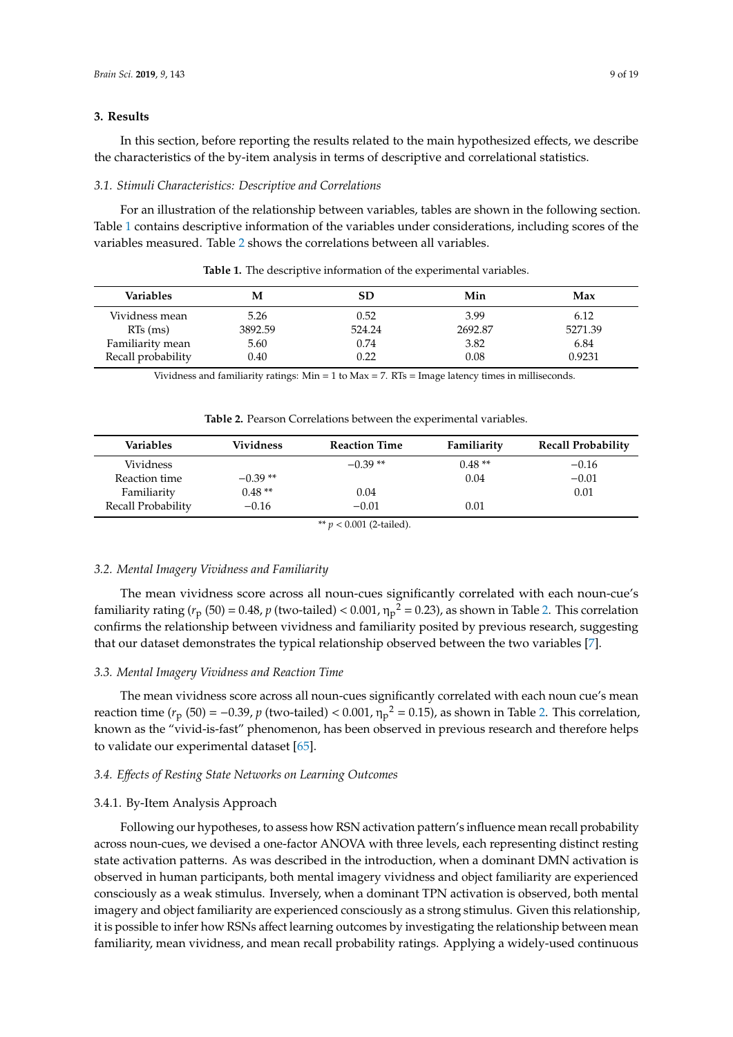## 3. Results

In this section, before reporting the results related to the main hypothesized effects, we describe the characteristics of the by-item analysis in terms of descriptive and correlational statistics.

### *3.1. Stimuli Characteristics: Descriptive and Correlations*

For an illustration of the relationship between variables, tables are shown in the following section. Table 1 contains descriptive information of the variables under considerations, including scores of the variables measured. Table 2 shows the correlations between all variables.

**Table 1.** The descriptive information of the experimental variables.

| Variables | M | SD | Min | Max |
|---|---|---|---|---|
| Vividness mean | 5.26 | 0.52 | 3.99 | 6.12 |
| RTs (ms) | 3892.59 | 524.24 | 2692.87 | 5271.39 |
| Familiarity mean | 5.60 | 0.74 | 3.82 | 6.84 |
| Recall probability | 0.40 | 0.22 | 0.08 | 0.9231 |

Vividness and familiarity ratings: Min = 1 to Max = 7. RTs = Image latency times in milliseconds.

**Table 2.** Pearson Correlations between the experimental variables.

| Variables | Vividness | Reaction Time | Familiarity | Recall Probability |
|---|---|---|---|---|
| Vividness | | −0.39 ** | 0.48 ** | −0.16 |
| Reaction time | −0.39 ** | | 0.04 | −0.01 |
| Familiarity | 0.48 ** | 0.04 | | 0.01 |
| Recall Probability | −0.16 | −0.01 | 0.01 | |

** $p < 0.001$ (2-tailed).

### *3.2. Mental Imagery Vividness and Familiarity*

The mean vividness score across all noun-cues significantly correlated with each noun-cue's familiarity rating ($r_p$ (50) = 0.48, $p$ (two-tailed) < 0.001, $\eta_p^2 = 0.23$), as shown in Table 2. This correlation confirms the relationship between vividness and familiarity posited by previous research, suggesting that our dataset demonstrates the typical relationship observed between the two variables [7].

### *3.3. Mental Imagery Vividness and Reaction Time*

The mean vividness score across all noun-cues significantly correlated with each noun cue's mean reaction time ($r_p$ (50) = −0.39, $p$ (two-tailed) < 0.001, $\eta_p^2 = 0.15$), as shown in Table 2. This correlation, known as the "vivid-is-fast" phenomenon, has been observed in previous research and therefore helps to validate our experimental dataset [65].

### *3.4. Effects of Resting State Networks on Learning Outcomes*

#### 3.4.1. By-Item Analysis Approach

Following our hypotheses, to assess how RSN activation pattern's influence mean recall probability across noun-cues, we devised a one-factor ANOVA with three levels, each representing distinct resting state activation patterns. As was described in the introduction, when a dominant DMN activation is observed in human participants, both mental imagery vividness and object familiarity are experienced consciously as a weak stimulus. Inversely, when a dominant TPN activation is observed, both mental imagery and object familiarity are experienced consciously as a strong stimulus. Given this relationship, it is possible to infer how RSNs affect learning outcomes by investigating the relationship between mean familiarity, mean vividness, and mean recall probability ratings. Applying a widely-used continuous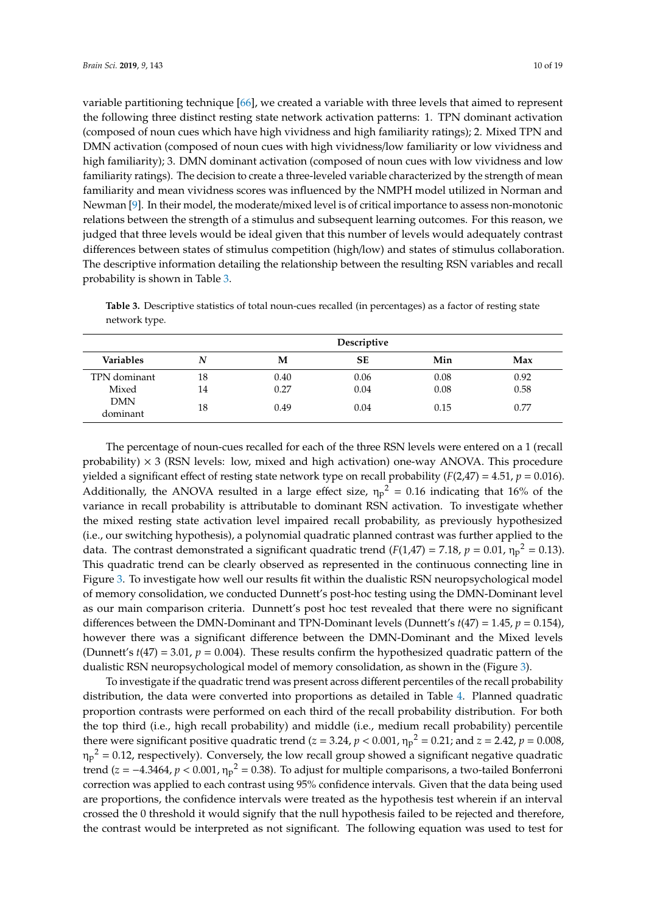variable partitioning technique [66], we created a variable with three levels that aimed to represent the following three distinct resting state network activation patterns: 1. TPN dominant activation (composed of noun cues which have high vividness and high familiarity ratings); 2. Mixed TPN and DMN activation (composed of noun cues with high vividness/low familiarity or low vividness and high familiarity); 3. DMN dominant activation (composed of noun cues with low vividness and low familiarity ratings). The decision to create a three-leveled variable characterized by the strength of mean familiarity and mean vividness scores was influenced by the NMPH model utilized in Norman and Newman [9]. In their model, the moderate/mixed level is of critical importance to assess non-monotonic relations between the strength of a stimulus and subsequent learning outcomes. For this reason, we judged that three levels would be ideal given that this number of levels would adequately contrast differences between states of stimulus competition (high/low) and states of stimulus collaboration. The descriptive information detailing the relationship between the resulting RSN variables and recall probability is shown in Table 3.

**Table 3.** Descriptive statistics of total noun-cues recalled (in percentages) as a factor of resting state network type.

| | Descriptive | | | | |
|---|---|---|---|---|---|
| **Variables** | ***N*** | **M** | **SE** | **Min** | **Max** |
| TPN dominant | 18 | 0.40 | 0.06 | 0.08 | 0.92 |
| Mixed | 14 | 0.27 | 0.04 | 0.08 | 0.58 |
| DMN dominant | 18 | 0.49 | 0.04 | 0.15 | 0.77 |

The percentage of noun-cues recalled for each of the three RSN levels were entered on a 1 (recall probability) × 3 (RSN levels: low, mixed and high activation) one-way ANOVA. This procedure yielded a significant effect of resting state network type on recall probability ($F(2,47) = 4.51$, $p = 0.016$). Additionally, the ANOVA resulted in a large effect size, $\eta_p^2 = 0.16$ indicating that 16% of the variance in recall probability is attributable to dominant RSN activation. To investigate whether the mixed resting state activation level impaired recall probability, as previously hypothesized (i.e., our switching hypothesis), a polynomial quadratic planned contrast was further applied to the data. The contrast demonstrated a significant quadratic trend ($F(1,47) = 7.18$, $p = 0.01$, $\eta_p^2 = 0.13$). This quadratic trend can be clearly observed as represented in the continuous connecting line in Figure 3. To investigate how well our results fit within the dualistic RSN neuropsychological model of memory consolidation, we conducted Dunnett's post-hoc testing using the DMN-Dominant level as our main comparison criteria. Dunnett's post hoc test revealed that there were no significant differences between the DMN-Dominant and TPN-Dominant levels (Dunnett's $t(47) = 1.45$, $p = 0.154$), however there was a significant difference between the DMN-Dominant and the Mixed levels (Dunnett's $t(47) = 3.01$, $p = 0.004$). These results confirm the hypothesized quadratic pattern of the dualistic RSN neuropsychological model of memory consolidation, as shown in the (Figure 3).

To investigate if the quadratic trend was present across different percentiles of the recall probability distribution, the data were converted into proportions as detailed in Table 4. Planned quadratic proportion contrasts were performed on each third of the recall probability distribution. For both the top third (i.e., high recall probability) and middle (i.e., medium recall probability) percentile there were significant positive quadratic trend ($z = 3.24$, $p < 0.001$, $\eta_p^2 = 0.21$; and $z = 2.42$, $p = 0.008$, $\eta_p^2 = 0.12$, respectively). Conversely, the low recall group showed a significant negative quadratic trend ($z = -4.3464$, $p < 0.001$, $\eta_p^2 = 0.38$). To adjust for multiple comparisons, a two-tailed Bonferroni correction was applied to each contrast using 95% confidence intervals. Given that the data being used are proportions, the confidence intervals were treated as the hypothesis test wherein if an interval crossed the 0 threshold it would signify that the null hypothesis failed to be rejected and therefore, the contrast would be interpreted as not significant. The following equation was used to test for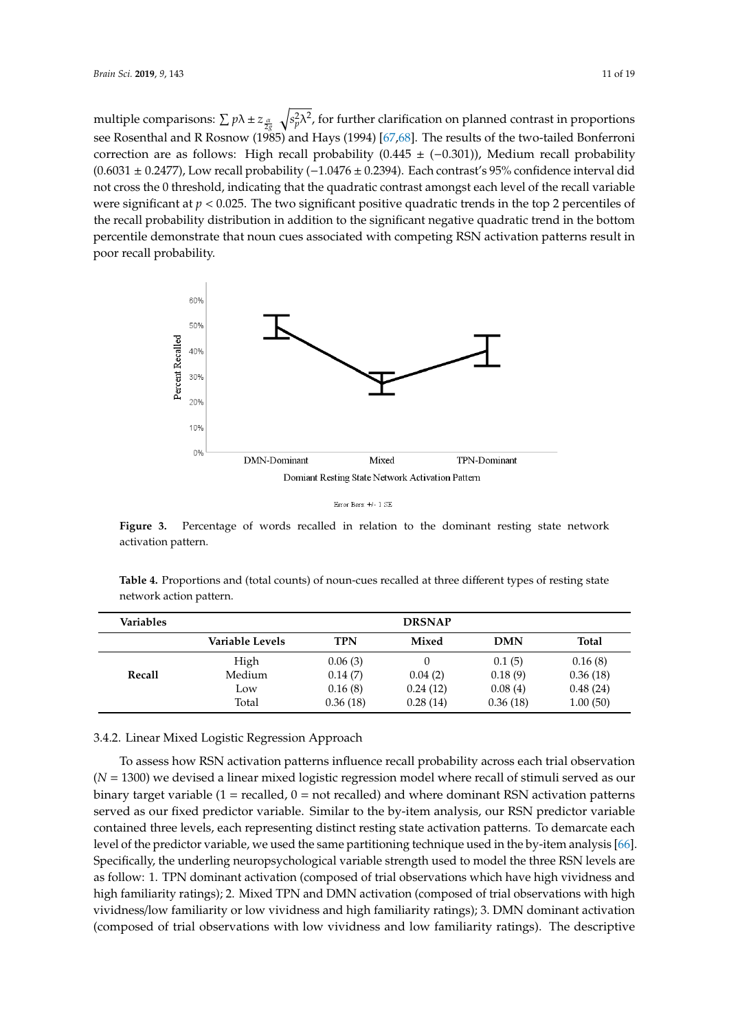multiple comparisons: $\sum p\lambda \pm z_{\frac{\alpha}{2g}} \sqrt{s_p^2 \lambda^2}$, for further clarification on planned contrast in proportions see Rosenthal and R Rosnow (1985) and Hays (1994) [67,68]. The results of the two-tailed Bonferroni correction are as follows: High recall probability (0.445 ± (−0.301)), Medium recall probability (0.6031 ± 0.2477), Low recall probability (−1.0476 ± 0.2394). Each contrast's 95% confidence interval did not cross the 0 threshold, indicating that the quadratic contrast amongst each level of the recall variable were significant at $p < 0.025$. The two significant positive quadratic trends in the top 2 percentiles of the recall probability distribution in addition to the significant negative quadratic trend in the bottom percentile demonstrate that noun cues associated with competing RSN activation patterns result in poor recall probability.

**Figure 3.** Percentage of words recalled in relation to the dominant resting state network activation pattern.

**Table 4.** Proportions and (total counts) of noun-cues recalled at three different types of resting state network action pattern.

| Variables | | DRSNAP | | | |
|---|---|---|---|---|---|
| | **Variable Levels** | **TPN** | **Mixed** | **DMN** | **Total** |
| **Recall** | High | 0.06 (3) | 0 | 0.1 (5) | 0.16 (8) |
| | Medium | 0.14 (7) | 0.04 (2) | 0.18 (9) | 0.36 (18) |
| | Low | 0.16 (8) | 0.24 (12) | 0.08 (4) | 0.48 (24) |
| | Total | 0.36 (18) | 0.28 (14) | 0.36 (18) | 1.00 (50) |

#### 3.4.2. Linear Mixed Logistic Regression Approach

To assess how RSN activation patterns influence recall probability across each trial observation ($N$ = 1300) we devised a linear mixed logistic regression model where recall of stimuli served as our binary target variable (1 = recalled, 0 = not recalled) and where dominant RSN activation patterns served as our fixed predictor variable. Similar to the by-item analysis, our RSN predictor variable contained three levels, each representing distinct resting state activation patterns. To demarcate each level of the predictor variable, we used the same partitioning technique used in the by-item analysis [66]. Specifically, the underling neuropsychological variable strength used to model the three RSN levels are as follow: 1. TPN dominant activation (composed of trial observations which have high vividness and high familiarity ratings); 2. Mixed TPN and DMN activation (composed of trial observations with high vividness/low familiarity or low vividness and high familiarity ratings); 3. DMN dominant activation (composed of trial observations with low vividness and low familiarity ratings). The descriptive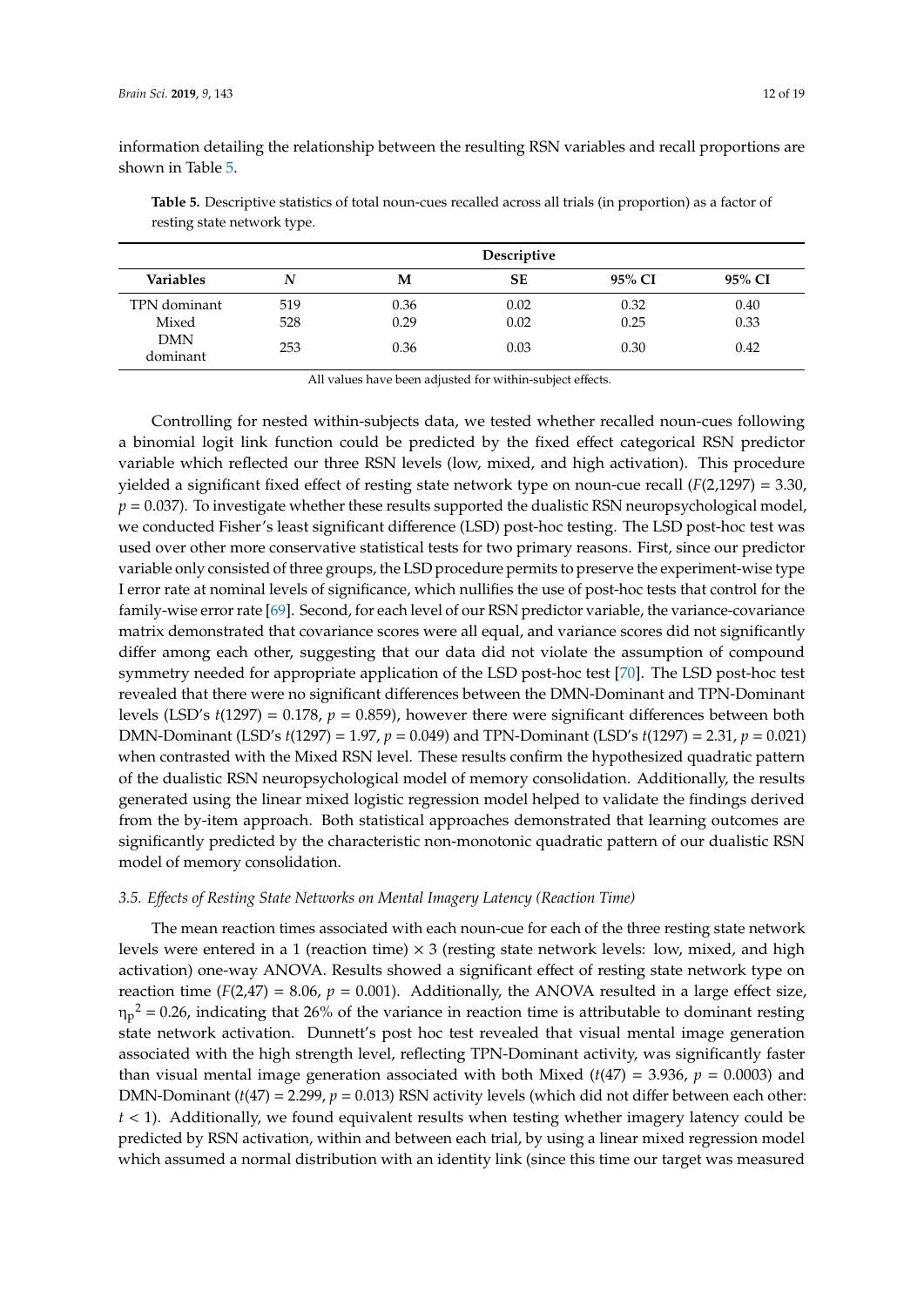information detailing the relationship between the resulting RSN variables and recall proportions are shown in Table 5.

**Table 5.** Descriptive statistics of total noun-cues recalled across all trials (in proportion) as a factor of resting state network type.

| | Descriptive | | | | |
|---|---|---|---|---|---|
| **Variables** | ***N*** | **M** | **SE** | **95% CI** | **95% CI** |
| TPN dominant | 519 | 0.36 | 0.02 | 0.32 | 0.40 |
| Mixed | 528 | 0.29 | 0.02 | 0.25 | 0.33 |
| DMN dominant | 253 | 0.36 | 0.03 | 0.30 | 0.42 |

All values have been adjusted for within-subject effects.

Controlling for nested within-subjects data, we tested whether recalled noun-cues following a binomial logit link function could be predicted by the fixed effect categorical RSN predictor variable which reflected our three RSN levels (low, mixed, and high activation). This procedure yielded a significant fixed effect of resting state network type on noun-cue recall ($F(2,1297) = 3.30$, $p = 0.037$). To investigate whether these results supported the dualistic RSN neuropsychological model, we conducted Fisher's least significant difference (LSD) post-hoc testing. The LSD post-hoc test was used over other more conservative statistical tests for two primary reasons. First, since our predictor variable only consisted of three groups, the LSD procedure permits to preserve the experiment-wise type I error rate at nominal levels of significance, which nullifies the use of post-hoc tests that control for the family-wise error rate [69]. Second, for each level of our RSN predictor variable, the variance-covariance matrix demonstrated that covariance scores were all equal, and variance scores did not significantly differ among each other, suggesting that our data did not violate the assumption of compound symmetry needed for appropriate application of the LSD post-hoc test [70]. The LSD post-hoc test revealed that there were no significant differences between the DMN-Dominant and TPN-Dominant levels (LSD's $t(1297) = 0.178$, $p = 0.859$), however there were significant differences between both DMN-Dominant (LSD's $t(1297) = 1.97$, $p = 0.049$) and TPN-Dominant (LSD's $t(1297) = 2.31$, $p = 0.021$) when contrasted with the Mixed RSN level. These results confirm the hypothesized quadratic pattern of the dualistic RSN neuropsychological model of memory consolidation. Additionally, the results generated using the linear mixed logistic regression model helped to validate the findings derived from the by-item approach. Both statistical approaches demonstrated that learning outcomes are significantly predicted by the characteristic non-monotonic quadratic pattern of our dualistic RSN model of memory consolidation.

### *3.5. Effects of Resting State Networks on Mental Imagery Latency (Reaction Time)*

The mean reaction times associated with each noun-cue for each of the three resting state network levels were entered in a 1 (reaction time) × 3 (resting state network levels: low, mixed, and high activation) one-way ANOVA. Results showed a significant effect of resting state network type on reaction time ($F(2,47) = 8.06$, $p = 0.001$). Additionally, the ANOVA resulted in a large effect size, $\eta_p^2 = 0.26$, indicating that 26% of the variance in reaction time is attributable to dominant resting state network activation. Dunnett's post hoc test revealed that visual mental image generation associated with the high strength level, reflecting TPN-Dominant activity, was significantly faster than visual mental image generation associated with both Mixed ($t(47) = 3.936$, $p = 0.0003$) and DMN-Dominant ($t(47) = 2.299$, $p = 0.013$) RSN activity levels (which did not differ between each other: $t < 1$). Additionally, we found equivalent results when testing whether imagery latency could be predicted by RSN activation, within and between each trial, by using a linear mixed regression model which assumed a normal distribution with an identity link (since this time our target was measured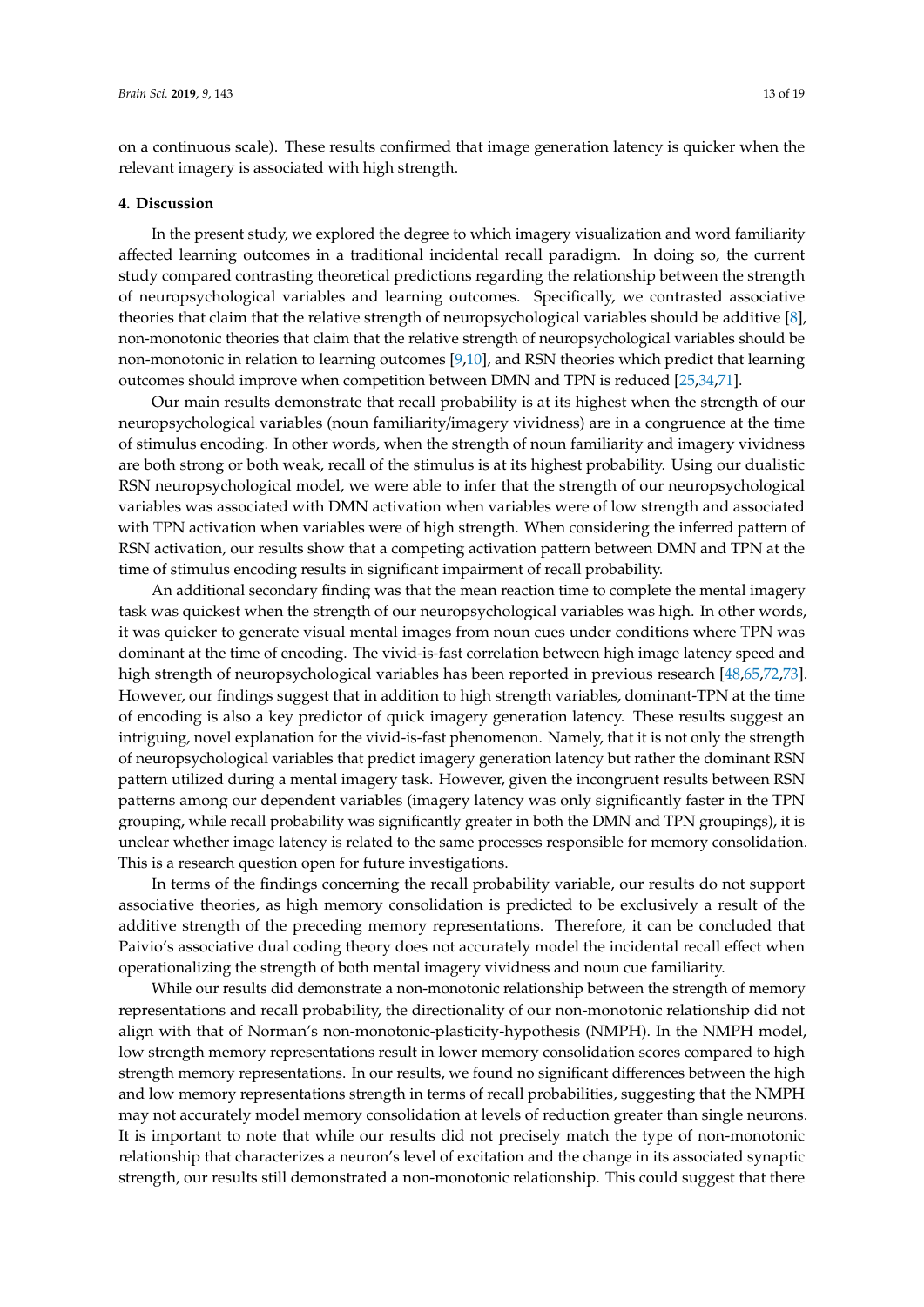on a continuous scale). These results confirmed that image generation latency is quicker when the relevant imagery is associated with high strength.

## 4. Discussion

In the present study, we explored the degree to which imagery visualization and word familiarity affected learning outcomes in a traditional incidental recall paradigm. In doing so, the current study compared contrasting theoretical predictions regarding the relationship between the strength of neuropsychological variables and learning outcomes. Specifically, we contrasted associative theories that claim that the relative strength of neuropsychological variables should be additive [8], non-monotonic theories that claim that the relative strength of neuropsychological variables should be non-monotonic in relation to learning outcomes [9,10], and RSN theories which predict that learning outcomes should improve when competition between DMN and TPN is reduced [25,34,71].

Our main results demonstrate that recall probability is at its highest when the strength of our neuropsychological variables (noun familiarity/imagery vividness) are in a congruence at the time of stimulus encoding. In other words, when the strength of noun familiarity and imagery vividness are both strong or both weak, recall of the stimulus is at its highest probability. Using our dualistic RSN neuropsychological model, we were able to infer that the strength of our neuropsychological variables was associated with DMN activation when variables were of low strength and associated with TPN activation when variables were of high strength. When considering the inferred pattern of RSN activation, our results show that a competing activation pattern between DMN and TPN at the time of stimulus encoding results in significant impairment of recall probability.

An additional secondary finding was that the mean reaction time to complete the mental imagery task was quickest when the strength of our neuropsychological variables was high. In other words, it was quicker to generate visual mental images from noun cues under conditions where TPN was dominant at the time of encoding. The vivid-is-fast correlation between high image latency speed and high strength of neuropsychological variables has been reported in previous research [48,65,72,73]. However, our findings suggest that in addition to high strength variables, dominant-TPN at the time of encoding is also a key predictor of quick imagery generation latency. These results suggest an intriguing, novel explanation for the vivid-is-fast phenomenon. Namely, that it is not only the strength of neuropsychological variables that predict imagery generation latency but rather the dominant RSN pattern utilized during a mental imagery task. However, given the incongruent results between RSN patterns among our dependent variables (imagery latency was only significantly faster in the TPN grouping, while recall probability was significantly greater in both the DMN and TPN groupings), it is unclear whether image latency is related to the same processes responsible for memory consolidation. This is a research question open for future investigations.

In terms of the findings concerning the recall probability variable, our results do not support associative theories, as high memory consolidation is predicted to be exclusively a result of the additive strength of the preceding memory representations. Therefore, it can be concluded that Paivio's associative dual coding theory does not accurately model the incidental recall effect when operationalizing the strength of both mental imagery vividness and noun cue familiarity.

While our results did demonstrate a non-monotonic relationship between the strength of memory representations and recall probability, the directionality of our non-monotonic relationship did not align with that of Norman's non-monotonic-plasticity-hypothesis (NMPH). In the NMPH model, low strength memory representations result in lower memory consolidation scores compared to high strength memory representations. In our results, we found no significant differences between the high and low memory representations strength in terms of recall probabilities, suggesting that the NMPH may not accurately model memory consolidation at levels of reduction greater than single neurons. It is important to note that while our results did not precisely match the type of non-monotonic relationship that characterizes a neuron's level of excitation and the change in its associated synaptic strength, our results still demonstrated a non-monotonic relationship. This could suggest that there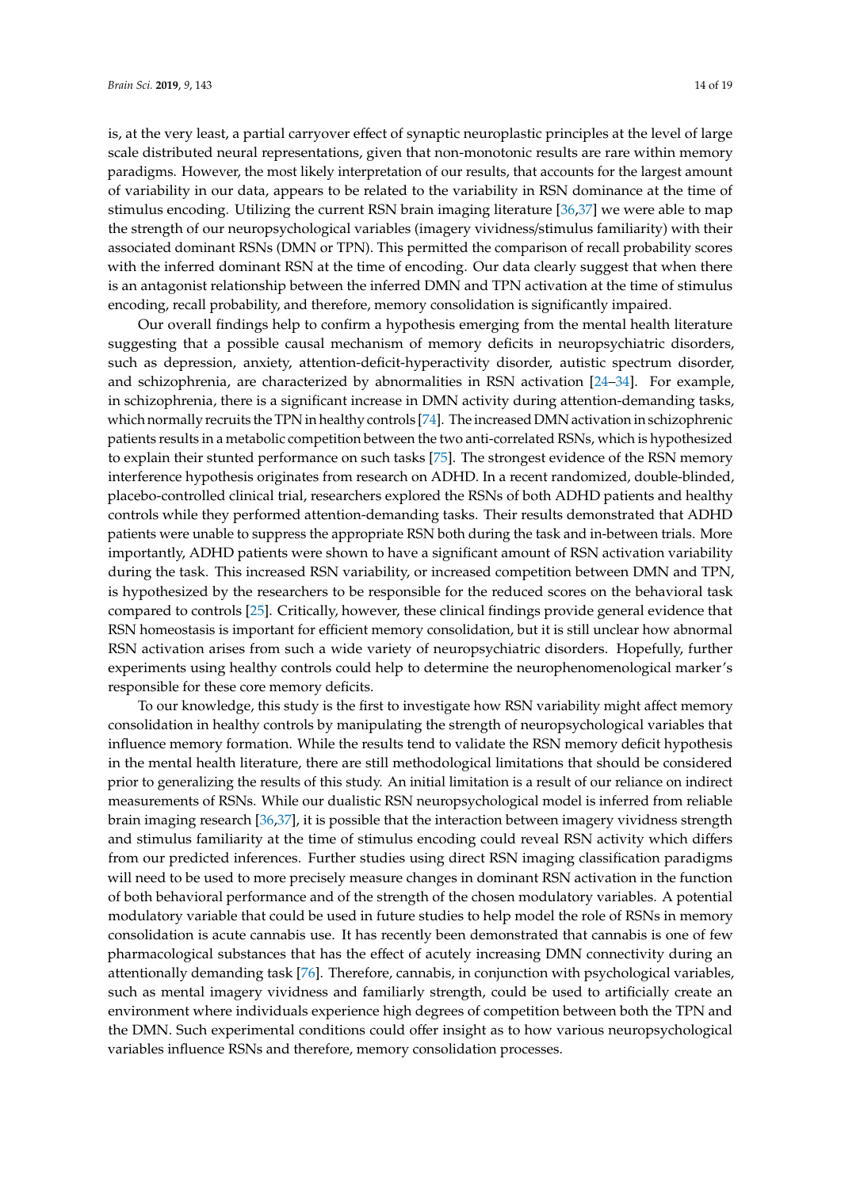is, at the very least, a partial carryover effect of synaptic neuroplastic principles at the level of large scale distributed neural representations, given that non-monotonic results are rare within memory paradigms. However, the most likely interpretation of our results, that accounts for the largest amount of variability in our data, appears to be related to the variability in RSN dominance at the time of stimulus encoding. Utilizing the current RSN brain imaging literature [36,37] we were able to map the strength of our neuropsychological variables (imagery vividness/stimulus familiarity) with their associated dominant RSNs (DMN or TPN). This permitted the comparison of recall probability scores with the inferred dominant RSN at the time of encoding. Our data clearly suggest that when there is an antagonist relationship between the inferred DMN and TPN activation at the time of stimulus encoding, recall probability, and therefore, memory consolidation is significantly impaired.

Our overall findings help to confirm a hypothesis emerging from the mental health literature suggesting that a possible causal mechanism of memory deficits in neuropsychiatric disorders, such as depression, anxiety, attention-deficit-hyperactivity disorder, autistic spectrum disorder, and schizophrenia, are characterized by abnormalities in RSN activation [24–34]. For example, in schizophrenia, there is a significant increase in DMN activity during attention-demanding tasks, which normally recruits the TPN in healthy controls [74]. The increased DMN activation in schizophrenic patients results in a metabolic competition between the two anti-correlated RSNs, which is hypothesized to explain their stunted performance on such tasks [75]. The strongest evidence of the RSN memory interference hypothesis originates from research on ADHD. In a recent randomized, double-blinded, placebo-controlled clinical trial, researchers explored the RSNs of both ADHD patients and healthy controls while they performed attention-demanding tasks. Their results demonstrated that ADHD patients were unable to suppress the appropriate RSN both during the task and in-between trials. More importantly, ADHD patients were shown to have a significant amount of RSN activation variability during the task. This increased RSN variability, or increased competition between DMN and TPN, is hypothesized by the researchers to be responsible for the reduced scores on the behavioral task compared to controls [25]. Critically, however, these clinical findings provide general evidence that RSN homeostasis is important for efficient memory consolidation, but it is still unclear how abnormal RSN activation arises from such a wide variety of neuropsychiatric disorders. Hopefully, further experiments using healthy controls could help to determine the neurophenomenological marker's responsible for these core memory deficits.

To our knowledge, this study is the first to investigate how RSN variability might affect memory consolidation in healthy controls by manipulating the strength of neuropsychological variables that influence memory formation. While the results tend to validate the RSN memory deficit hypothesis in the mental health literature, there are still methodological limitations that should be considered prior to generalizing the results of this study. An initial limitation is a result of our reliance on indirect measurements of RSNs. While our dualistic RSN neuropsychological model is inferred from reliable brain imaging research [36,37], it is possible that the interaction between imagery vividness strength and stimulus familiarity at the time of stimulus encoding could reveal RSN activity which differs from our predicted inferences. Further studies using direct RSN imaging classification paradigms will need to be used to more precisely measure changes in dominant RSN activation in the function of both behavioral performance and of the strength of the chosen modulatory variables. A potential modulatory variable that could be used in future studies to help model the role of RSNs in memory consolidation is acute cannabis use. It has recently been demonstrated that cannabis is one of few pharmacological substances that has the effect of acutely increasing DMN connectivity during an attentionally demanding task [76]. Therefore, cannabis, in conjunction with psychological variables, such as mental imagery vividness and familiarly strength, could be used to artificially create an environment where individuals experience high degrees of competition between both the TPN and the DMN. Such experimental conditions could offer insight as to how various neuropsychological variables influence RSNs and therefore, memory consolidation processes.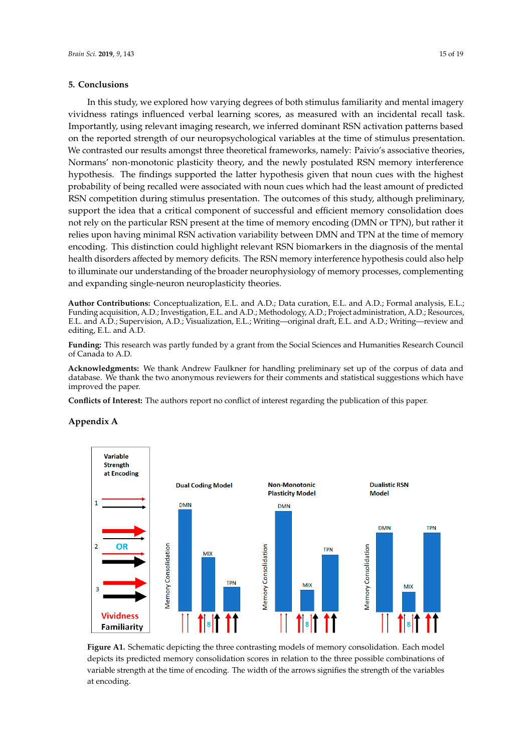## 5. Conclusions

In this study, we explored how varying degrees of both stimulus familiarity and mental imagery vividness ratings influenced verbal learning scores, as measured with an incidental recall task. Importantly, using relevant imaging research, we inferred dominant RSN activation patterns based on the reported strength of our neuropsychological variables at the time of stimulus presentation. We contrasted our results amongst three theoretical frameworks, namely: Paivio's associative theories, Normans' non-monotonic plasticity theory, and the newly postulated RSN memory interference hypothesis. The findings supported the latter hypothesis given that noun cues with the highest probability of being recalled were associated with noun cues which had the least amount of predicted RSN competition during stimulus presentation. The outcomes of this study, although preliminary, support the idea that a critical component of successful and efficient memory consolidation does not rely on the particular RSN present at the time of memory encoding (DMN or TPN), but rather it relies upon having minimal RSN activation variability between DMN and TPN at the time of memory encoding. This distinction could highlight relevant RSN biomarkers in the diagnosis of the mental health disorders affected by memory deficits. The RSN memory interference hypothesis could also help to illuminate our understanding of the broader neurophysiology of memory processes, complementing and expanding single-neuron neuroplasticity theories.

**Author Contributions:** Conceptualization, E.L. and A.D.; Data curation, E.L. and A.D.; Formal analysis, E.L.; Funding acquisition, A.D.; Investigation, E.L. and A.D.; Methodology, A.D.; Project administration, A.D.; Resources, E.L. and A.D.; Supervision, A.D.; Visualization, E.L.; Writing—original draft, E.L. and A.D.; Writing—review and editing, E.L. and A.D.

**Funding:** This research was partly funded by a grant from the Social Sciences and Humanities Research Council of Canada to A.D.

**Acknowledgments:** We thank Andrew Faulkner for handling preliminary set up of the corpus of data and database. We thank the two anonymous reviewers for their comments and statistical suggestions which have improved the paper.

**Conflicts of Interest:** The authors report no conflict of interest regarding the publication of this paper.

## Appendix A

Variable Strength at Encoding
1
2 OR
3
Vividness
Familiarity

Dual Coding Model
Memory Consolidation
DMN
MIX
TPN

Non-Monotonic Plasticity Model
Memory Consolidation
DMN
MIX
TPN

Dualistic RSN Model
Memory Consolidation
DMN
MIX
TPN

**Figure A1.** Schematic depicting the three contrasting models of memory consolidation. Each model depicts its predicted memory consolidation scores in relation to the three possible combinations of variable strength at the time of encoding. The width of the arrows signifies the strength of the variables at encoding.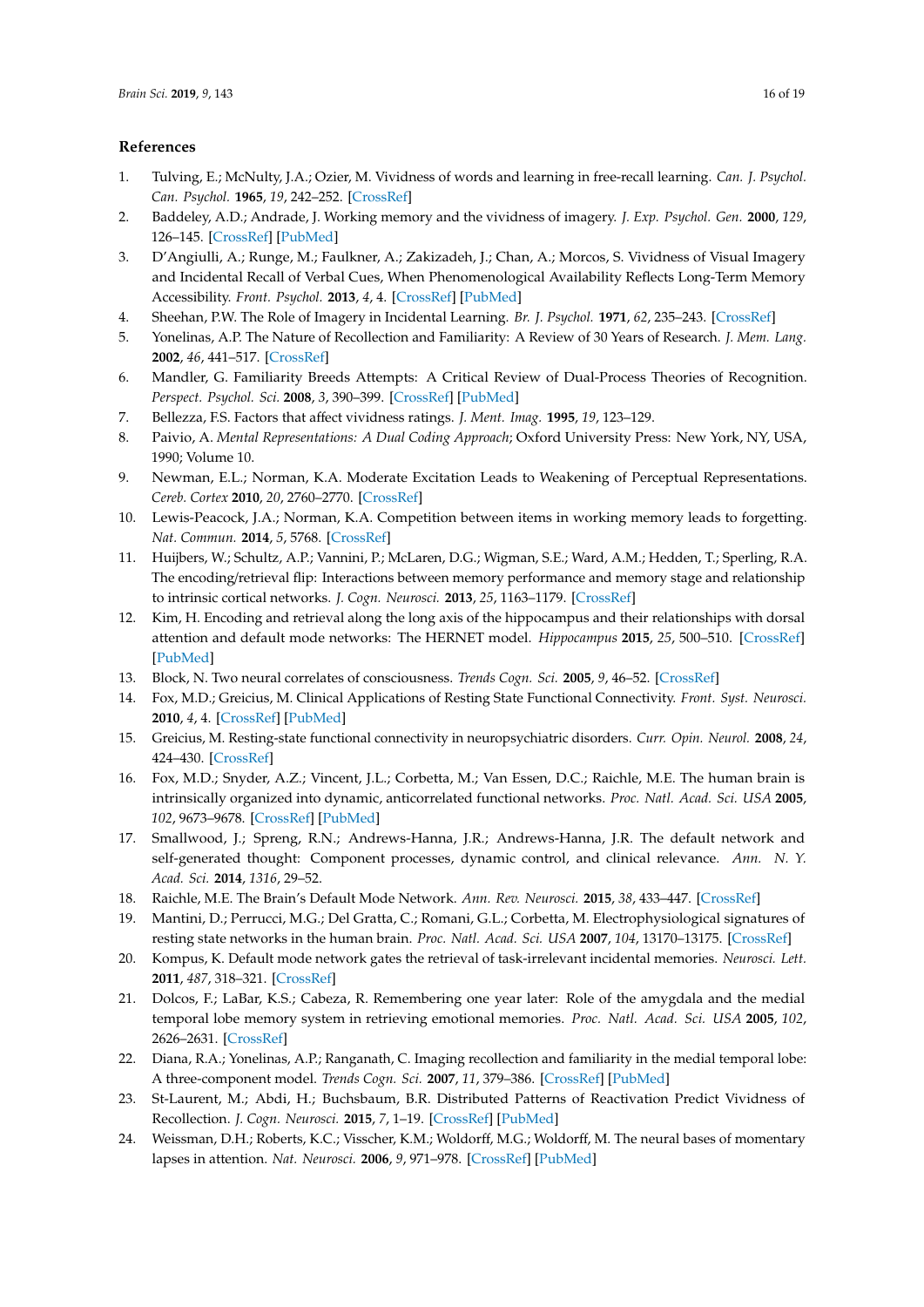## References

1. Tulving, E.; McNulty, J.A.; Ozier, M. Vividness of words and learning in free-recall learning. *Can. J. Psychol. Can. Psychol.* **1965**, *19*, 242–252. [CrossRef]
2. Baddeley, A.D.; Andrade, J. Working memory and the vividness of imagery. *J. Exp. Psychol. Gen.* **2000**, *129*, 126–145. [CrossRef] [PubMed]
3. D'Angiulli, A.; Runge, M.; Faulkner, A.; Zakizadeh, J.; Chan, A.; Morcos, S. Vividness of Visual Imagery and Incidental Recall of Verbal Cues, When Phenomenological Availability Reflects Long-Term Memory Accessibility. *Front. Psychol.* **2013**, *4*, 4. [CrossRef] [PubMed]
4. Sheehan, P.W. The Role of Imagery in Incidental Learning. *Br. J. Psychol.* **1971**, *62*, 235–243. [CrossRef]
5. Yonelinas, A.P. The Nature of Recollection and Familiarity: A Review of 30 Years of Research. *J. Mem. Lang.* **2002**, *46*, 441–517. [CrossRef]
6. Mandler, G. Familiarity Breeds Attempts: A Critical Review of Dual-Process Theories of Recognition. *Perspect. Psychol. Sci.* **2008**, *3*, 390–399. [CrossRef] [PubMed]
7. Bellezza, F.S. Factors that affect vividness ratings. *J. Ment. Imag.* **1995**, *19*, 123–129.
8. Paivio, A. *Mental Representations: A Dual Coding Approach*; Oxford University Press: New York, NY, USA, 1990; Volume 10.
9. Newman, E.L.; Norman, K.A. Moderate Excitation Leads to Weakening of Perceptual Representations. *Cereb. Cortex* **2010**, *20*, 2760–2770. [CrossRef]
10. Lewis-Peacock, J.A.; Norman, K.A. Competition between items in working memory leads to forgetting. *Nat. Commun.* **2014**, *5*, 5768. [CrossRef]
11. Huijbers, W.; Schultz, A.P.; Vannini, P.; McLaren, D.G.; Wigman, S.E.; Ward, A.M.; Hedden, T.; Sperling, R.A. The encoding/retrieval flip: Interactions between memory performance and memory stage and relationship to intrinsic cortical networks. *J. Cogn. Neurosci.* **2013**, *25*, 1163–1179. [CrossRef]
12. Kim, H. Encoding and retrieval along the long axis of the hippocampus and their relationships with dorsal attention and default mode networks: The HERNET model. *Hippocampus* **2015**, *25*, 500–510. [CrossRef] [PubMed]
13. Block, N. Two neural correlates of consciousness. *Trends Cogn. Sci.* **2005**, *9*, 46–52. [CrossRef]
14. Fox, M.D.; Greicius, M. Clinical Applications of Resting State Functional Connectivity. *Front. Syst. Neurosci.* **2010**, *4*, 4. [CrossRef] [PubMed]
15. Greicius, M. Resting-state functional connectivity in neuropsychiatric disorders. *Curr. Opin. Neurol.* **2008**, *24*, 424–430. [CrossRef]
16. Fox, M.D.; Snyder, A.Z.; Vincent, J.L.; Corbetta, M.; Van Essen, D.C.; Raichle, M.E. The human brain is intrinsically organized into dynamic, anticorrelated functional networks. *Proc. Natl. Acad. Sci. USA* **2005**, *102*, 9673–9678. [CrossRef] [PubMed]
17. Smallwood, J.; Spreng, R.N.; Andrews-Hanna, J.R.; Andrews-Hanna, J.R. The default network and self-generated thought: Component processes, dynamic control, and clinical relevance. *Ann. N. Y. Acad. Sci.* **2014**, *1316*, 29–52.
18. Raichle, M.E. The Brain's Default Mode Network. *Ann. Rev. Neurosci.* **2015**, *38*, 433–447. [CrossRef]
19. Mantini, D.; Perrucci, M.G.; Del Gratta, C.; Romani, G.L.; Corbetta, M. Electrophysiological signatures of resting state networks in the human brain. *Proc. Natl. Acad. Sci. USA* **2007**, *104*, 13170–13175. [CrossRef]
20. Kompus, K. Default mode network gates the retrieval of task-irrelevant incidental memories. *Neurosci. Lett.* **2011**, *487*, 318–321. [CrossRef]
21. Dolcos, F.; LaBar, K.S.; Cabeza, R. Remembering one year later: Role of the amygdala and the medial temporal lobe memory system in retrieving emotional memories. *Proc. Natl. Acad. Sci. USA* **2005**, *102*, 2626–2631. [CrossRef]
22. Diana, R.A.; Yonelinas, A.P.; Ranganath, C. Imaging recollection and familiarity in the medial temporal lobe: A three-component model. *Trends Cogn. Sci.* **2007**, *11*, 379–386. [CrossRef] [PubMed]
23. St-Laurent, M.; Abdi, H.; Buchsbaum, B.R. Distributed Patterns of Reactivation Predict Vividness of Recollection. *J. Cogn. Neurosci.* **2015**, *7*, 1–19. [CrossRef] [PubMed]
24. Weissman, D.H.; Roberts, K.C.; Visscher, K.M.; Woldorff, M.G.; Woldorff, M. The neural bases of momentary lapses in attention. *Nat. Neurosci.* **2006**, *9*, 971–978. [CrossRef] [PubMed]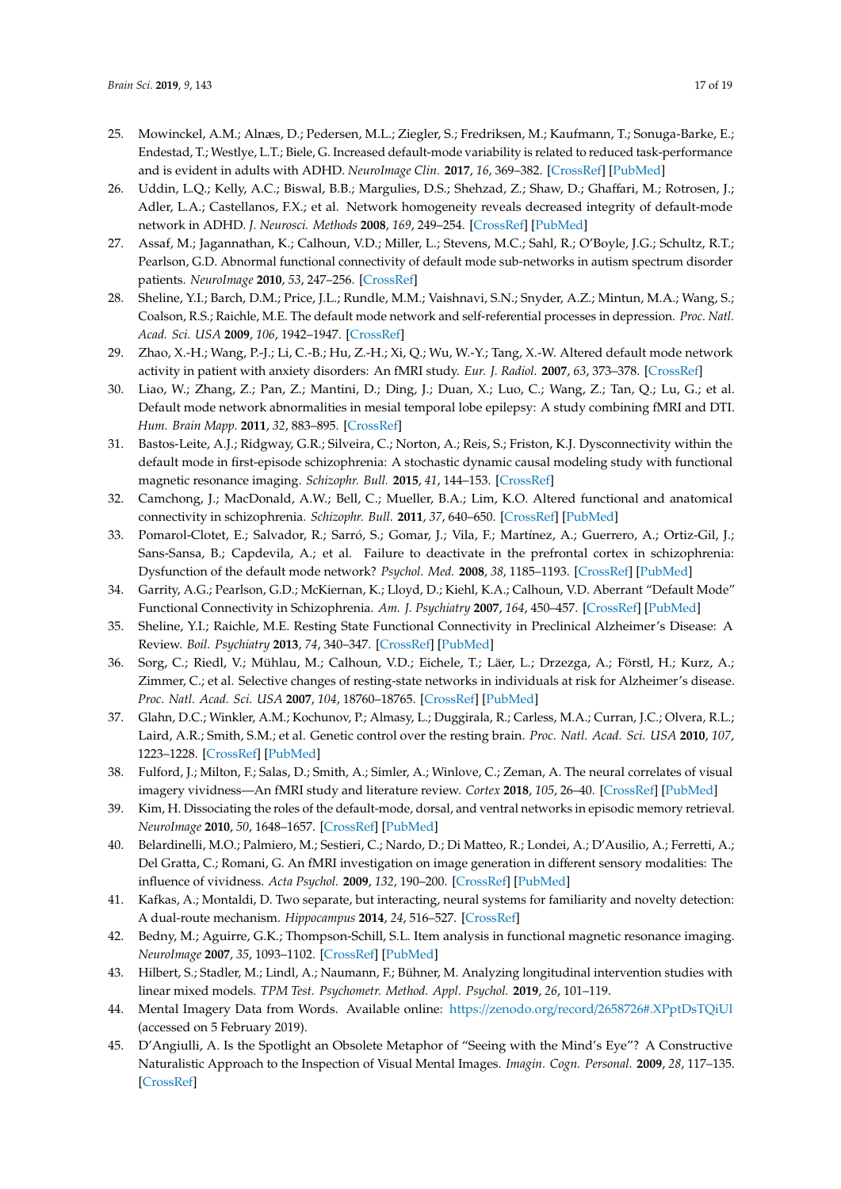25. Mowinckel, A.M.; Alnæs, D.; Pedersen, M.L.; Ziegler, S.; Fredriksen, M.; Kaufmann, T.; Sonuga-Barke, E.; Endestad, T.; Westlye, L.T.; Biele, G. Increased default-mode variability is related to reduced task-performance and is evident in adults with ADHD. *NeuroImage Clin.* **2017**, *16*, 369–382. [CrossRef] [PubMed]
26. Uddin, L.Q.; Kelly, A.C.; Biswal, B.B.; Margulies, D.S.; Shehzad, Z.; Shaw, D.; Ghaffari, M.; Rotrosen, J.; Adler, L.A.; Castellanos, F.X.; et al. Network homogeneity reveals decreased integrity of default-mode network in ADHD. *J. Neurosci. Methods* **2008**, *169*, 249–254. [CrossRef] [PubMed]
27. Assaf, M.; Jagannathan, K.; Calhoun, V.D.; Miller, L.; Stevens, M.C.; Sahl, R.; O'Boyle, J.G.; Schultz, R.T.; Pearlson, G.D. Abnormal functional connectivity of default mode sub-networks in autism spectrum disorder patients. *NeuroImage* **2010**, *53*, 247–256. [CrossRef]
28. Sheline, Y.I.; Barch, D.M.; Price, J.L.; Rundle, M.M.; Vaishnavi, S.N.; Snyder, A.Z.; Mintun, M.A.; Wang, S.; Coalson, R.S.; Raichle, M.E. The default mode network and self-referential processes in depression. *Proc. Natl. Acad. Sci. USA* **2009**, *106*, 1942–1947. [CrossRef]
29. Zhao, X.-H.; Wang, P.-J.; Li, C.-B.; Hu, Z.-H.; Xi, Q.; Wu, W.-Y.; Tang, X.-W. Altered default mode network activity in patient with anxiety disorders: An fMRI study. *Eur. J. Radiol.* **2007**, *63*, 373–378. [CrossRef]
30. Liao, W.; Zhang, Z.; Pan, Z.; Mantini, D.; Ding, J.; Duan, X.; Luo, C.; Wang, Z.; Tan, Q.; Lu, G.; et al. Default mode network abnormalities in mesial temporal lobe epilepsy: A study combining fMRI and DTI. *Hum. Brain Mapp.* **2011**, *32*, 883–895. [CrossRef]
31. Bastos-Leite, A.J.; Ridgway, G.R.; Silveira, C.; Norton, A.; Reis, S.; Friston, K.J. Dysconnectivity within the default mode in first-episode schizophrenia: A stochastic dynamic causal modeling study with functional magnetic resonance imaging. *Schizophr. Bull.* **2015**, *41*, 144–153. [CrossRef]
32. Camchong, J.; MacDonald, A.W.; Bell, C.; Mueller, B.A.; Lim, K.O. Altered functional and anatomical connectivity in schizophrenia. *Schizophr. Bull.* **2011**, *37*, 640–650. [CrossRef] [PubMed]
33. Pomarol-Clotet, E.; Salvador, R.; Sarró, S.; Gomar, J.; Vila, F.; Martínez, A.; Guerrero, A.; Ortiz-Gil, J.; Sans-Sansa, B.; Capdevila, A.; et al. Failure to deactivate in the prefrontal cortex in schizophrenia: Dysfunction of the default mode network? *Psychol. Med.* **2008**, *38*, 1185–1193. [CrossRef] [PubMed]
34. Garrity, A.G.; Pearlson, G.D.; McKiernan, K.; Lloyd, D.; Kiehl, K.A.; Calhoun, V.D. Aberrant "Default Mode" Functional Connectivity in Schizophrenia. *Am. J. Psychiatry* **2007**, *164*, 450–457. [CrossRef] [PubMed]
35. Sheline, Y.I.; Raichle, M.E. Resting State Functional Connectivity in Preclinical Alzheimer's Disease: A Review. *Boil. Psychiatry* **2013**, *74*, 340–347. [CrossRef] [PubMed]
36. Sorg, C.; Riedl, V.; Mühlau, M.; Calhoun, V.D.; Eichele, T.; Läer, L.; Drzezga, A.; Förstl, H.; Kurz, A.; Zimmer, C.; et al. Selective changes of resting-state networks in individuals at risk for Alzheimer's disease. *Proc. Natl. Acad. Sci. USA* **2007**, *104*, 18760–18765. [CrossRef] [PubMed]
37. Glahn, D.C.; Winkler, A.M.; Kochunov, P.; Almasy, L.; Duggirala, R.; Carless, M.A.; Curran, J.C.; Olvera, R.L.; Laird, A.R.; Smith, S.M.; et al. Genetic control over the resting brain. *Proc. Natl. Acad. Sci. USA* **2010**, *107*, 1223–1228. [CrossRef] [PubMed]
38. Fulford, J.; Milton, F.; Salas, D.; Smith, A.; Simler, A.; Winlove, C.; Zeman, A. The neural correlates of visual imagery vividness—An fMRI study and literature review. *Cortex* **2018**, *105*, 26–40. [CrossRef] [PubMed]
39. Kim, H. Dissociating the roles of the default-mode, dorsal, and ventral networks in episodic memory retrieval. *NeuroImage* **2010**, *50*, 1648–1657. [CrossRef] [PubMed]
40. Belardinelli, M.O.; Palmiero, M.; Sestieri, C.; Nardo, D.; Di Matteo, R.; Londei, A.; D'Ausilio, A.; Ferretti, A.; Del Gratta, C.; Romani, G. An fMRI investigation on image generation in different sensory modalities: The influence of vividness. *Acta Psychol.* **2009**, *132*, 190–200. [CrossRef] [PubMed]
41. Kafkas, A.; Montaldi, D. Two separate, but interacting, neural systems for familiarity and novelty detection: A dual-route mechanism. *Hippocampus* **2014**, *24*, 516–527. [CrossRef]
42. Bedny, M.; Aguirre, G.K.; Thompson-Schill, S.L. Item analysis in functional magnetic resonance imaging. *NeuroImage* **2007**, *35*, 1093–1102. [CrossRef] [PubMed]
43. Hilbert, S.; Stadler, M.; Lindl, A.; Naumann, F.; Bühner, M. Analyzing longitudinal intervention studies with linear mixed models. *TPM Test. Psychometr. Method. Appl. Psychol.* **2019**, *26*, 101–119.
44. Mental Imagery Data from Words. Available online: https://zenodo.org/record/2658726#.XPptDsTQiUl (accessed on 5 February 2019).
45. D'Angiulli, A. Is the Spotlight an Obsolete Metaphor of "Seeing with the Mind's Eye"? A Constructive Naturalistic Approach to the Inspection of Visual Mental Images. *Imagin. Cogn. Personal.* **2009**, *28*, 117–135. [CrossRef]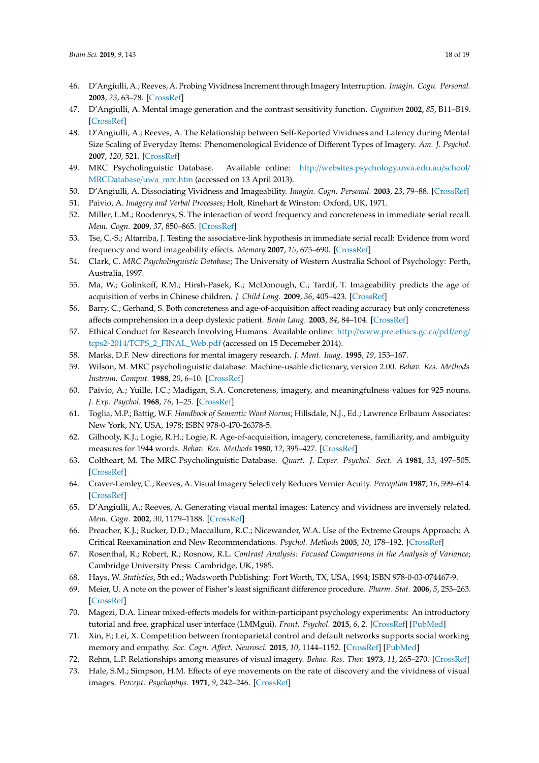46. D'Angiulli, A.; Reeves, A. Probing Vividness Increment through Imagery Interruption. *Imagin. Cogn. Personal.* **2003**, *23*, 63–78. [CrossRef]
47. D'Angiulli, A. Mental image generation and the contrast sensitivity function. *Cognition* **2002**, *85*, B11–B19. [CrossRef]
48. D'Angiulli, A.; Reeves, A. The Relationship between Self-Reported Vividness and Latency during Mental Size Scaling of Everyday Items: Phenomenological Evidence of Different Types of Imagery. *Am. J. Psychol.* **2007**, *120*, 521. [CrossRef]
49. MRC Psycholinguistic Database. Available online: http://websites.psychology.uwa.edu.au/school/MRCDatabase/uwa_mrc.htm (accessed on 13 April 2013).
50. D'Angiulli, A. Dissociating Vividness and Imageability. *Imagin. Cogn. Personal.* **2003**, *23*, 79–88. [CrossRef]
51. Paivio, A. *Imagery and Verbal Processes*; Holt, Rinehart & Winston: Oxford, UK, 1971.
52. Miller, L.M.; Roodenrys, S. The interaction of word frequency and concreteness in immediate serial recall. *Mem. Cogn.* **2009**, *37*, 850–865. [CrossRef]
53. Tse, C.-S.; Altarriba, J. Testing the associative-link hypothesis in immediate serial recall: Evidence from word frequency and word imageability effects. *Memory* **2007**, *15*, 675–690. [CrossRef]
54. Clark, C. *MRC Psycholinguistic Database*; The University of Western Australia School of Psychology: Perth, Australia, 1997.
55. Ma, W.; Golinkoff, R.M.; Hirsh-Pasek, K.; McDonough, C.; Tardif, T. Imageability predicts the age of acquisition of verbs in Chinese children. *J. Child Lang.* **2009**, *36*, 405–423. [CrossRef]
56. Barry, C.; Gerhand, S. Both concreteness and age-of-acquisition affect reading accuracy but only concreteness affects comprehension in a deep dyslexic patient. *Brain Lang.* **2003**, *84*, 84–104. [CrossRef]
57. Ethical Conduct for Research Involving Humans. Available online: http://www.pre.ethics.gc.ca/pdf/eng/tcps2-2014/TCPS_2_FINAL_Web.pdf (accessed on 15 Decemeber 2014).
58. Marks, D.F. New directions for mental imagery research. *J. Ment. Imag.* **1995**, *19*, 153–167.
59. Wilson, M. MRC psycholinguistic database: Machine-usable dictionary, version 2.00. *Behav. Res. Methods Instrum. Comput.* **1988**, *20*, 6–10. [CrossRef]
60. Paivio, A.; Yuille, J.C.; Madigan, S.A. Concreteness, imagery, and meaningfulness values for 925 nouns. *J. Exp. Psychol.* **1968**, *76*, 1–25. [CrossRef]
61. Toglia, M.P.; Battig, W.F. *Handbook of Semantic Word Norms*; Hillsdale, N.J., Ed.; Lawrence Erlbaum Associates: New York, NY, USA, 1978; ISBN 978-0-470-26378-5.
62. Gilhooly, K.J.; Logie, R.H.; Logie, R. Age-of-acquisition, imagery, concreteness, familiarity, and ambiguity measures for 1944 words. *Behav. Res. Methods* **1980**, *12*, 395–427. [CrossRef]
63. Coltheart, M. The MRC Psycholinguistic Database. *Quart. J. Exper. Psychol. Sect. A* **1981**, *33*, 497–505. [CrossRef]
64. Craver-Lemley, C.; Reeves, A. Visual Imagery Selectively Reduces Vernier Acuity. *Perception* **1987**, *16*, 599–614. [CrossRef]
65. D'Angiulli, A.; Reeves, A. Generating visual mental images: Latency and vividness are inversely related. *Mem. Cogn.* **2002**, *30*, 1179–1188. [CrossRef]
66. Preacher, K.J.; Rucker, D.D.; Maccallum, R.C.; Nicewander, W.A. Use of the Extreme Groups Approach: A Critical Reexamination and New Recommendations. *Psychol. Methods* **2005**, *10*, 178–192. [CrossRef]
67. Rosenthal, R.; Robert, R.; Rosnow, R.L. *Contrast Analysis: Focused Comparisons in the Analysis of Variance*; Cambridge University Press: Cambridge, UK, 1985.
68. Hays, W. *Statistics*, 5th ed.; Wadsworth Publishing: Fort Worth, TX, USA, 1994; ISBN 978-0-03-074467-9.
69. Meier, U. A note on the power of Fisher's least significant difference procedure. *Pharm. Stat.* **2006**, *5*, 253–263. [CrossRef]
70. Magezi, D.A. Linear mixed-effects models for within-participant psychology experiments: An introductory tutorial and free, graphical user interface (LMMgui). *Front. Psychol.* **2015**, *6*, 2. [CrossRef] [PubMed]
71. Xin, F.; Lei, X. Competition between frontoparietal control and default networks supports social working memory and empathy. *Soc. Cogn. Affect. Neurosci.* **2015**, *10*, 1144–1152. [CrossRef] [PubMed]
72. Rehm, L.P. Relationships among measures of visual imagery. *Behav. Res. Ther.* **1973**, *11*, 265–270. [CrossRef]
73. Hale, S.M.; Simpson, H.M. Effects of eye movements on the rate of discovery and the vividness of visual images. *Percept. Psychophys.* **1971**, *9*, 242–246. [CrossRef]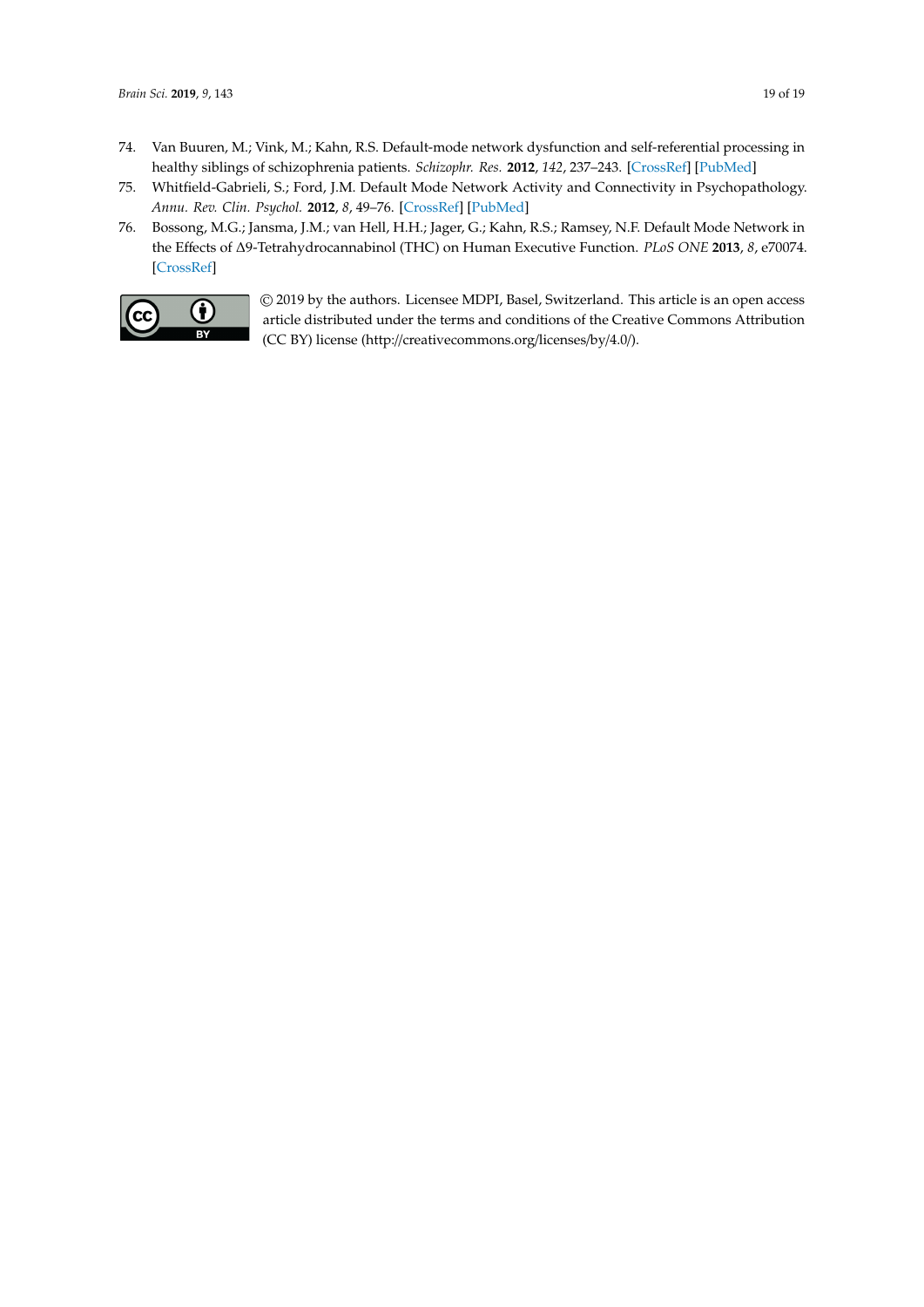74. Van Buuren, M.; Vink, M.; Kahn, R.S. Default-mode network dysfunction and self-referential processing in healthy siblings of schizophrenia patients. *Schizophr. Res.* **2012**, *142*, 237–243. [CrossRef] [PubMed]
75. Whitfield-Gabrieli, S.; Ford, J.M. Default Mode Network Activity and Connectivity in Psychopathology. *Annu. Rev. Clin. Psychol.* **2012**, *8*, 49–76. [CrossRef] [PubMed]
76. Bossong, M.G.; Jansma, J.M.; van Hell, H.H.; Jager, G.; Kahn, R.S.; Ramsey, N.F. Default Mode Network in the Effects of Δ9-Tetrahydrocannabinol (THC) on Human Executive Function. *PLoS ONE* **2013**, *8*, e70074. [CrossRef]

© 2019 by the authors. Licensee MDPI, Basel, Switzerland. This article is an open access article distributed under the terms and conditions of the Creative Commons Attribution (CC BY) license (http://creativecommons.org/licenses/by/4.0/).